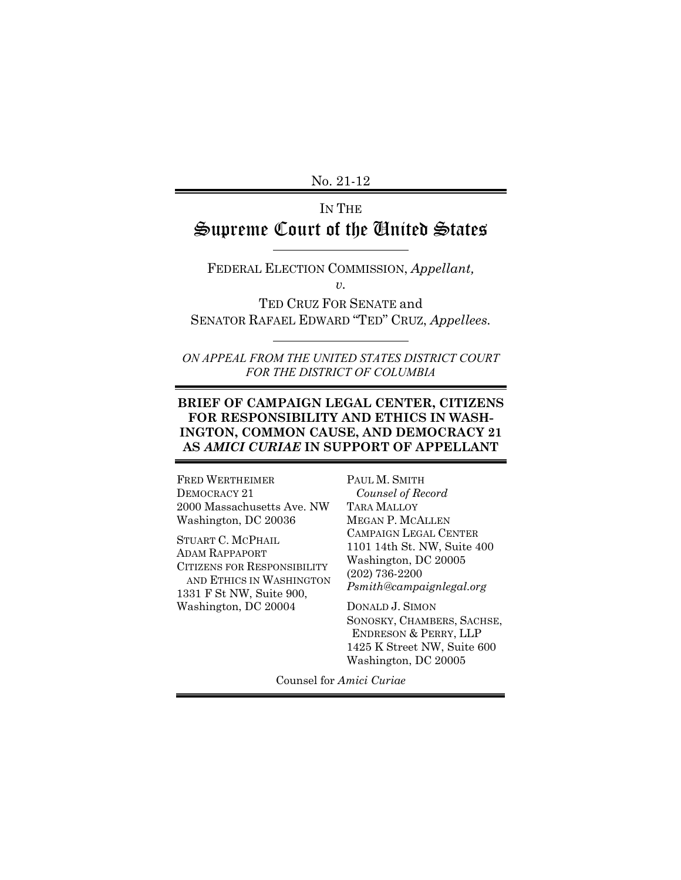No. 21-12

# IN THE Supreme Court of the United States

FEDERAL ELECTION COMMISSION, *Appellant,*

*v.*

TED CRUZ FOR SENATE and SENATOR RAFAEL EDWARD "TED" CRUZ, *Appellees.*

*ON APPEAL FROM THE UNITED STATES DISTRICT COURT FOR THE DISTRICT OF COLUMBIA*

**BRIEF OF CAMPAIGN LEGAL CENTER, CITIZENS FOR RESPONSIBILITY AND ETHICS IN WASHINGTON, COMMON CAUSE, AND DEMOCRACY 21 AS *AMICI CURIAE* IN SUPPORT OF APPELLANT**

FRED WERTHEIMER
DEMOCRACY 21
2000 Massachusetts Ave. NW
Washington, DC 20036

STUART C. MCPHAIL
ADAM RAPPAPORT
CITIZENS FOR RESPONSIBILITY AND ETHICS IN WASHINGTON
1331 F St NW, Suite 900,
Washington, DC 20004

PAUL M. SMITH
*Counsel of Record*
TARA MALLOY
MEGAN P. MCALLEN
CAMPAIGN LEGAL CENTER
1101 14th St. NW, Suite 400
Washington, DC 20005
(202) 736-2200
*Psmith@campaignlegal.org*

DONALD J. SIMON
SONOSKY, CHAMBERS, SACHSE, ENDRESON & PERRY, LLP
1425 K Street NW, Suite 600
Washington, DC 20005

Counsel for *Amici Curiae*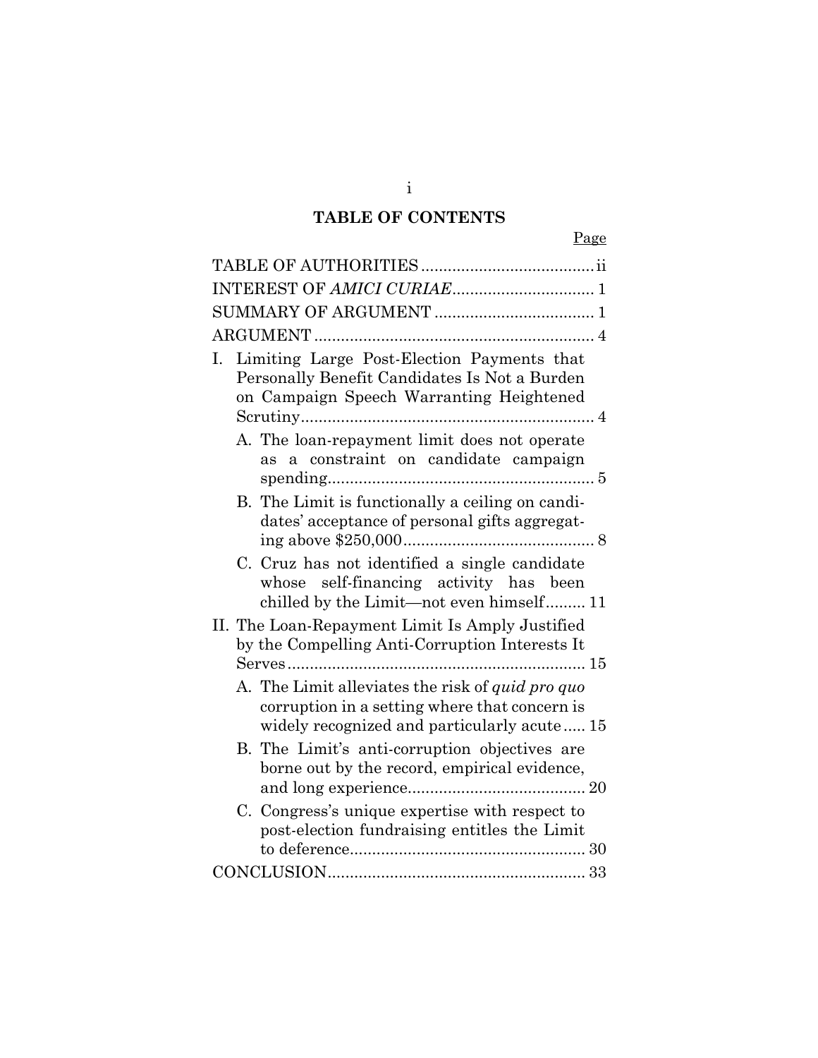# TABLE OF CONTENTS

| | Page |
|---|---|
| TABLE OF AUTHORITIES | ii |
| INTEREST OF *AMICI CURIAE* | 1 |
| SUMMARY OF ARGUMENT | 1 |
| ARGUMENT | 4 |
| I. Limiting Large Post-Election Payments that Personally Benefit Candidates Is Not a Burden on Campaign Speech Warranting Heightened Scrutiny | 4 |
| A. The loan-repayment limit does not operate as a constraint on candidate campaign spending | 5 |
| B. The Limit is functionally a ceiling on candidates' acceptance of personal gifts aggregating above $250,000 | 8 |
| C. Cruz has not identified a single candidate whose self-financing activity has been chilled by the Limit—not even himself | 11 |
| II. The Loan-Repayment Limit Is Amply Justified by the Compelling Anti-Corruption Interests It Serves | 15 |
| A. The Limit alleviates the risk of *quid pro quo* corruption in a setting where that concern is widely recognized and particularly acute | 15 |
| B. The Limit's anti-corruption objectives are borne out by the record, empirical evidence, and long experience | 20 |
| C. Congress's unique expertise with respect to post-election fundraising entitles the Limit to deference | 30 |
| CONCLUSION | 33 |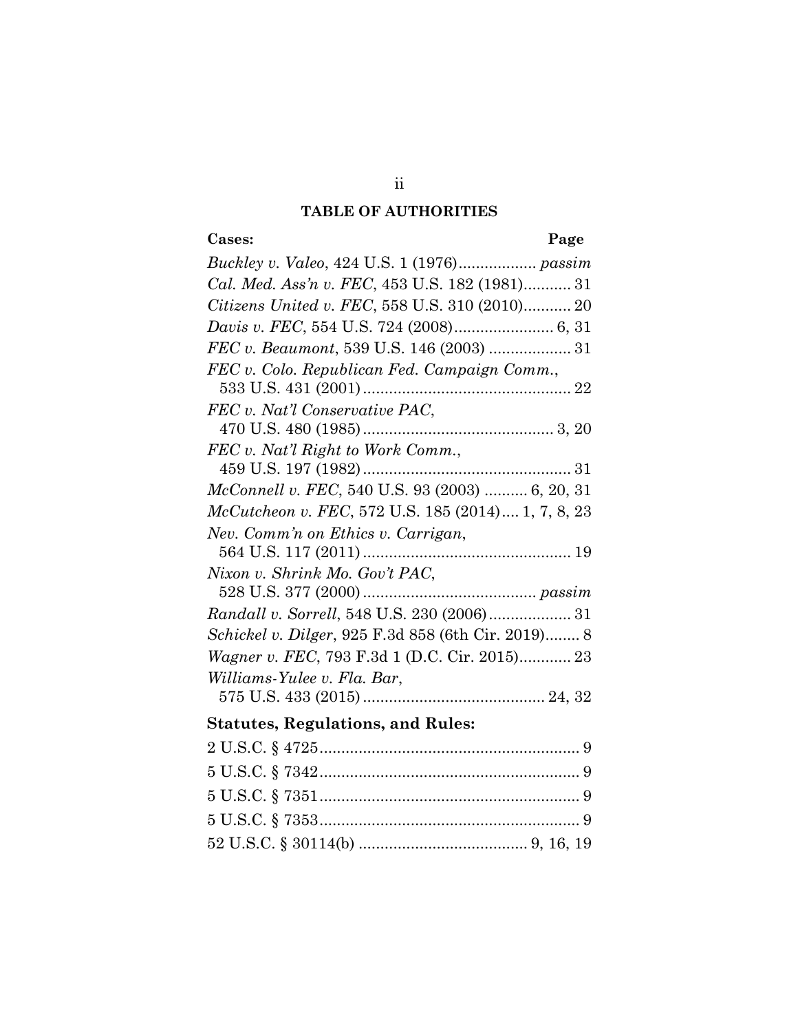## TABLE OF AUTHORITIES

| Cases: | Page |
|---|---|
| *Buckley v. Valeo*, 424 U.S. 1 (1976) | *passim* |
| *Cal. Med. Ass'n v. FEC*, 453 U.S. 182 (1981) | 31 |
| *Citizens United v. FEC*, 558 U.S. 310 (2010) | 20 |
| *Davis v. FEC*, 554 U.S. 724 (2008) | 6, 31 |
| *FEC v. Beaumont*, 539 U.S. 146 (2003) | 31 |
| *FEC v. Colo. Republican Fed. Campaign Comm.*, 533 U.S. 431 (2001) | 22 |
| *FEC v. Nat'l Conservative PAC*, 470 U.S. 480 (1985) | 3, 20 |
| *FEC v. Nat'l Right to Work Comm.*, 459 U.S. 197 (1982) | 31 |
| *McConnell v. FEC*, 540 U.S. 93 (2003) | 6, 20, 31 |
| *McCutcheon v. FEC*, 572 U.S. 185 (2014) | 1, 7, 8, 23 |
| *Nev. Comm'n on Ethics v. Carrigan*, 564 U.S. 117 (2011) | 19 |
| *Nixon v. Shrink Mo. Gov't PAC*, 528 U.S. 377 (2000) | *passim* |
| *Randall v. Sorrell*, 548 U.S. 230 (2006) | 31 |
| *Schickel v. Dilger*, 925 F.3d 858 (6th Cir. 2019) | 8 |
| *Wagner v. FEC*, 793 F.3d 1 (D.C. Cir. 2015) | 23 |
| *Williams-Yulee v. Fla. Bar*, 575 U.S. 433 (2015) | 24, 32 |

| Statutes, Regulations, and Rules: | |
|---|---|
| 2 U.S.C. § 4725 | 9 |
| 5 U.S.C. § 7342 | 9 |
| 5 U.S.C. § 7351 | 9 |
| 5 U.S.C. § 7353 | 9 |
| 52 U.S.C. § 30114(b) | 9, 16, 19 |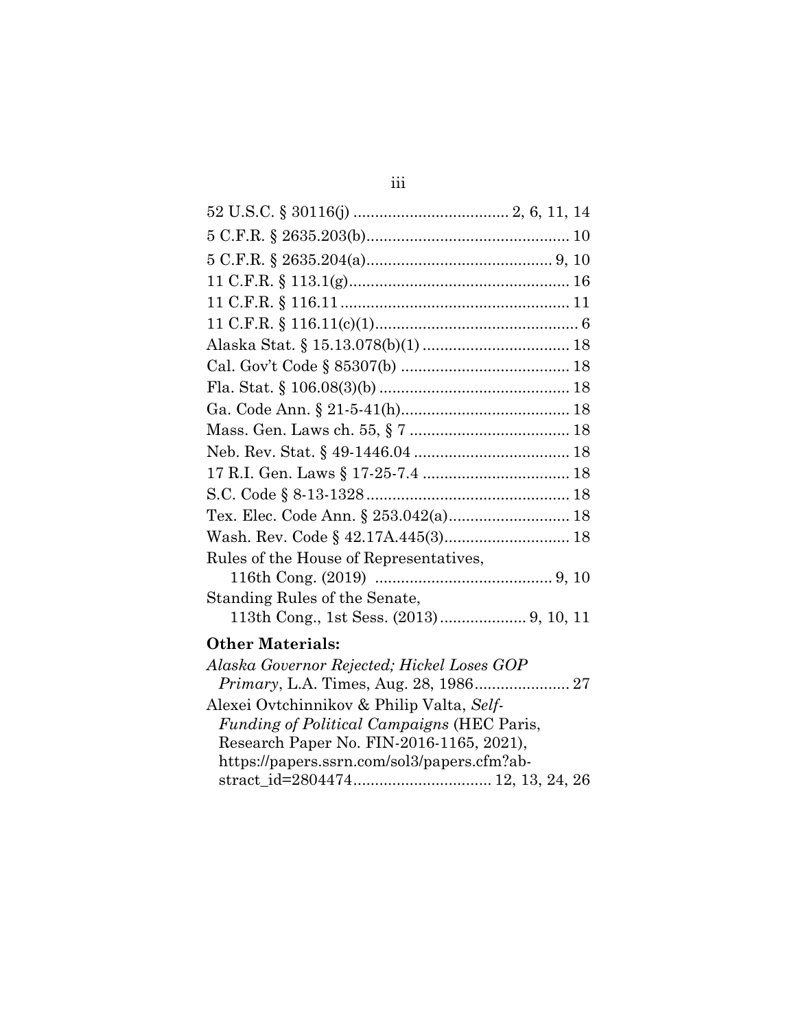52 U.S.C. § 30116(j) .................................... 2, 6, 11, 14

5 C.F.R. § 2635.203(b)............................................... 10

5 C.F.R. § 2635.204(a)........................................... 9, 10

11 C.F.R. § 113.1(g).................................................. 16

11 C.F.R. § 116.11..................................................... 11

11 C.F.R. § 116.11(c)(1)............................................... 6

Alaska Stat. § 15.13.078(b)(1) .................................. 18

Cal. Gov't Code § 85307(b) ....................................... 18

Fla. Stat. § 106.08(3)(b) ............................................ 18

Ga. Code Ann. § 21-5-41(h)....................................... 18

Mass. Gen. Laws ch. 55, § 7 ..................................... 18

Neb. Rev. Stat. § 49-1446.04 .................................... 18

17 R.I. Gen. Laws § 17-25-7.4 .................................. 18

S.C. Code § 8-13-1328 ............................................... 18

Tex. Elec. Code Ann. § 253.042(a)............................ 18

Wash. Rev. Code § 42.17A.445(3)............................. 18

Rules of the House of Representatives,
  116th Cong. (2019) ......................................... 9, 10

Standing Rules of the Senate,
  113th Cong., 1st Sess. (2013) .................... 9, 10, 11

**Other Materials:**

*Alaska Governor Rejected; Hickel Loses GOP Primary*, L.A. Times, Aug. 28, 1986...................... 27

Alexei Ovtchinnikov & Philip Valta, *Self-Funding of Political Campaigns* (HEC Paris, Research Paper No. FIN-2016-1165, 2021), https://papers.ssrn.com/sol3/papers.cfm?abstract_id=2804474................................ 12, 13, 24, 26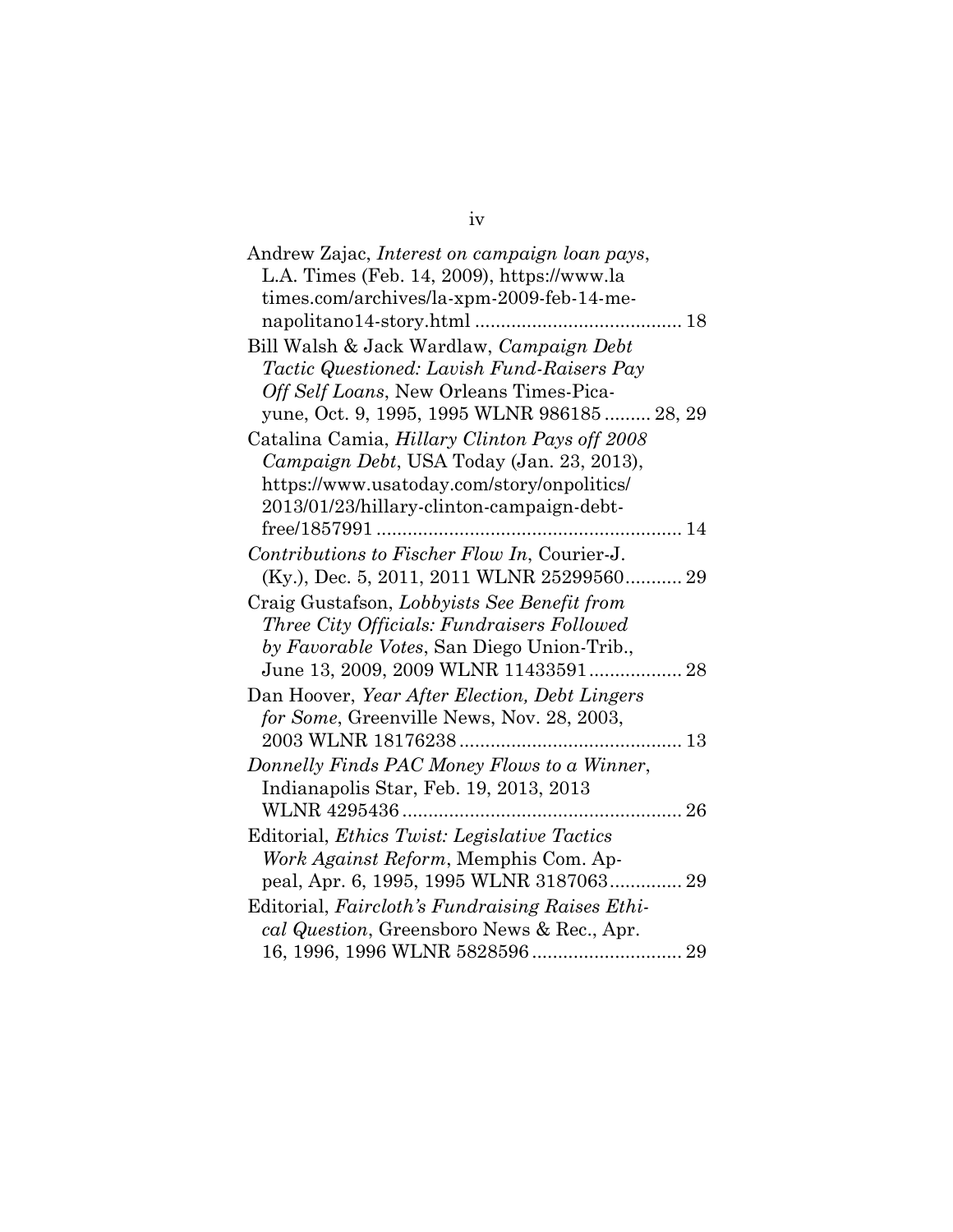Andrew Zajac, *Interest on campaign loan pays*, L.A. Times (Feb. 14, 2009), https://www.latimes.com/archives/la-xpm-2009-feb-14-me-napolitano14-story.html ........................................ 18

Bill Walsh & Jack Wardlaw, *Campaign Debt Tactic Questioned: Lavish Fund-Raisers Pay Off Self Loans*, New Orleans Times-Picayune, Oct. 9, 1995, 1995 WLNR 986185 ......... 28, 29

Catalina Camia, *Hillary Clinton Pays off 2008 Campaign Debt*, USA Today (Jan. 23, 2013), https://www.usatoday.com/story/onpolitics/2013/01/23/hillary-clinton-campaign-debt-free/1857991 .......................................................... 14

*Contributions to Fischer Flow In*, Courier-J. (Ky.), Dec. 5, 2011, 2011 WLNR 25299560........... 29

Craig Gustafson, *Lobbyists See Benefit from Three City Officials: Fundraisers Followed by Favorable Votes*, San Diego Union-Trib., June 13, 2009, 2009 WLNR 11433591.................. 28

Dan Hoover, *Year After Election, Debt Lingers for Some*, Greenville News, Nov. 28, 2003, 2003 WLNR 18176238........................................... 13

*Donnelly Finds PAC Money Flows to a Winner*, Indianapolis Star, Feb. 19, 2013, 2013 WLNR 4295436...................................................... 26

Editorial, *Ethics Twist: Legislative Tactics Work Against Reform*, Memphis Com. Appeal, Apr. 6, 1995, 1995 WLNR 3187063.............. 29

Editorial, *Faircloth's Fundraising Raises Ethical Question*, Greensboro News & Rec., Apr. 16, 1996, 1996 WLNR 5828596............................. 29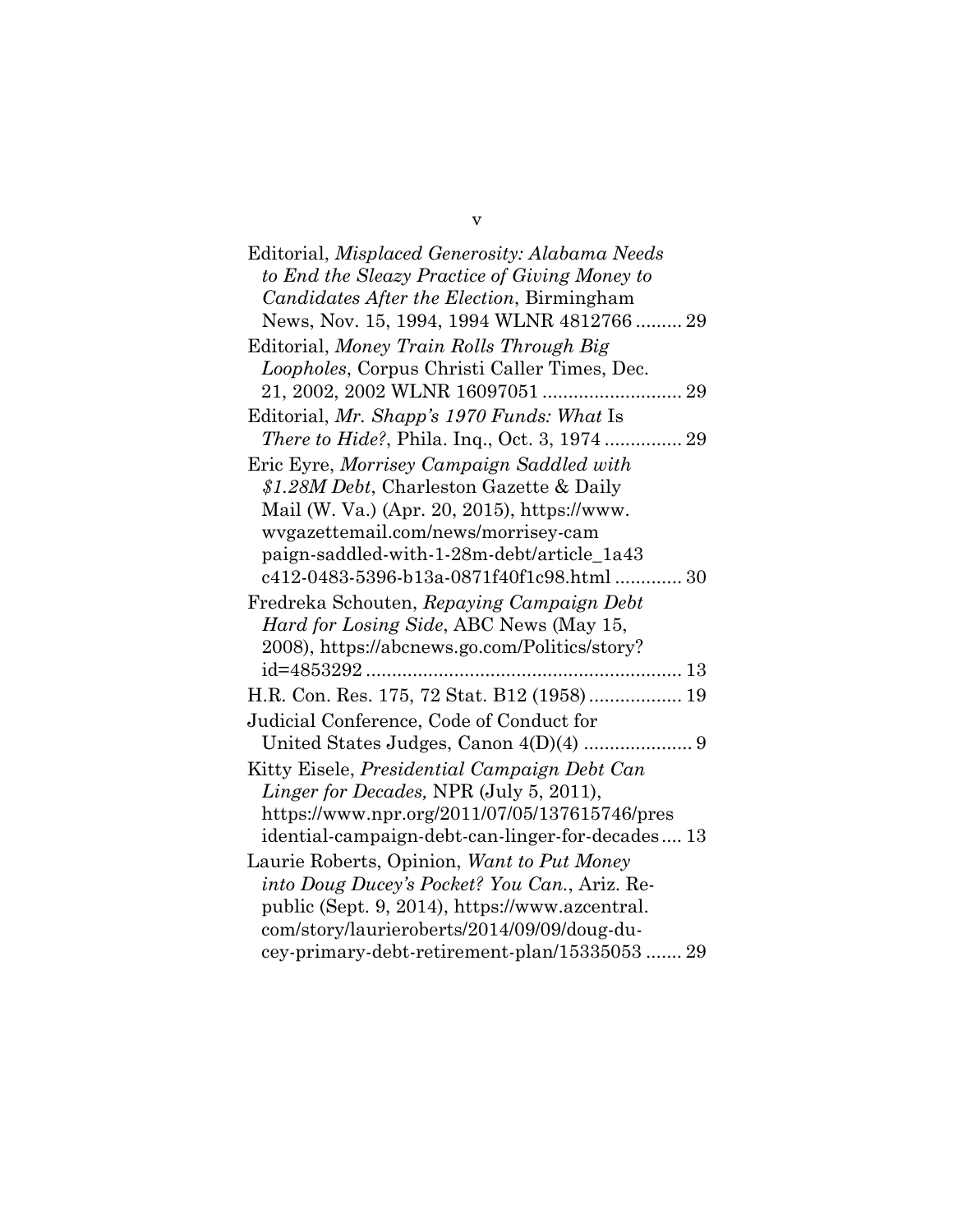Editorial, *Misplaced Generosity: Alabama Needs to End the Sleazy Practice of Giving Money to Candidates After the Election*, Birmingham News, Nov. 15, 1994, 1994 WLNR 4812766 ......... 29

Editorial, *Money Train Rolls Through Big Loopholes*, Corpus Christi Caller Times, Dec. 21, 2002, 2002 WLNR 16097051 .......................... 29

Editorial, *Mr. Shapp's 1970 Funds: What* Is *There to Hide?*, Phila. Inq., Oct. 3, 1974 ............... 29

Eric Eyre, *Morrisey Campaign Saddled with $1.28M Debt*, Charleston Gazette & Daily Mail (W. Va.) (Apr. 20, 2015), https://www.wvgazettemail.com/news/morrisey-campaign-saddled-with-1-28m-debt/article_1a43c412-0483-5396-b13a-0871f40f1c98.html ............. 30

Fredreka Schouten, *Repaying Campaign Debt Hard for Losing Side*, ABC News (May 15, 2008), https://abcnews.go.com/Politics/story?id=4853292 ............................................................ 13

H.R. Con. Res. 175, 72 Stat. B12 (1958) .................. 19

Judicial Conference, Code of Conduct for United States Judges, Canon 4(D)(4) ..................... 9

Kitty Eisele, *Presidential Campaign Debt Can Linger for Decades,* NPR (July 5, 2011), https://www.npr.org/2011/07/05/137615746/presidential-campaign-debt-can-linger-for-decades .... 13

Laurie Roberts, Opinion, *Want to Put Money into Doug Ducey's Pocket? You Can.*, Ariz. Republic (Sept. 9, 2014), https://www.azcentral.com/story/laurieroberts/2014/09/09/doug-ducey-primary-debt-retirement-plan/15335053 ....... 29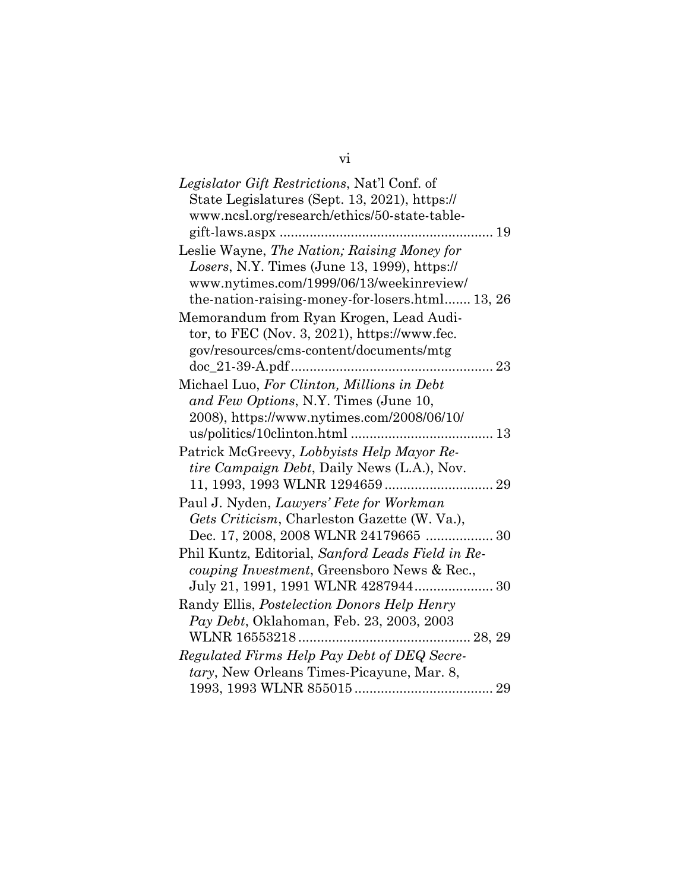*Legislator Gift Restrictions*, Nat'l Conf. of State Legislatures (Sept. 13, 2021), https://www.ncsl.org/research/ethics/50-state-table-gift-laws.aspx ......................................................... 19

Leslie Wayne, *The Nation; Raising Money for Losers*, N.Y. Times (June 13, 1999), https://www.nytimes.com/1999/06/13/weekinreview/the-nation-raising-money-for-losers.html....... 13, 26

Memorandum from Ryan Krogen, Lead Auditor, to FEC (Nov. 3, 2021), https://www.fec.gov/resources/cms-content/documents/mtgdoc_21-39-A.pdf...................................................... 23

Michael Luo, *For Clinton, Millions in Debt and Few Options*, N.Y. Times (June 10, 2008), https://www.nytimes.com/2008/06/10/us/politics/10clinton.html ..................................... 13

Patrick McGreevy, *Lobbyists Help Mayor Retire Campaign Debt*, Daily News (L.A.), Nov. 11, 1993, 1993 WLNR 1294659............................. 29

Paul J. Nyden, *Lawyers' Fete for Workman Gets Criticism*, Charleston Gazette (W. Va.), Dec. 17, 2008, 2008 WLNR 24179665 .................. 30

Phil Kuntz, Editorial, *Sanford Leads Field in Recouping Investment*, Greensboro News & Rec., July 21, 1991, 1991 WLNR 4287944..................... 30

Randy Ellis, *Postelection Donors Help Henry Pay Debt*, Oklahoman, Feb. 23, 2003, 2003 WLNR 16553218.............................................. 28, 29

*Regulated Firms Help Pay Debt of DEQ Secretary*, New Orleans Times-Picayune, Mar. 8, 1993, 1993 WLNR 855015..................................... 29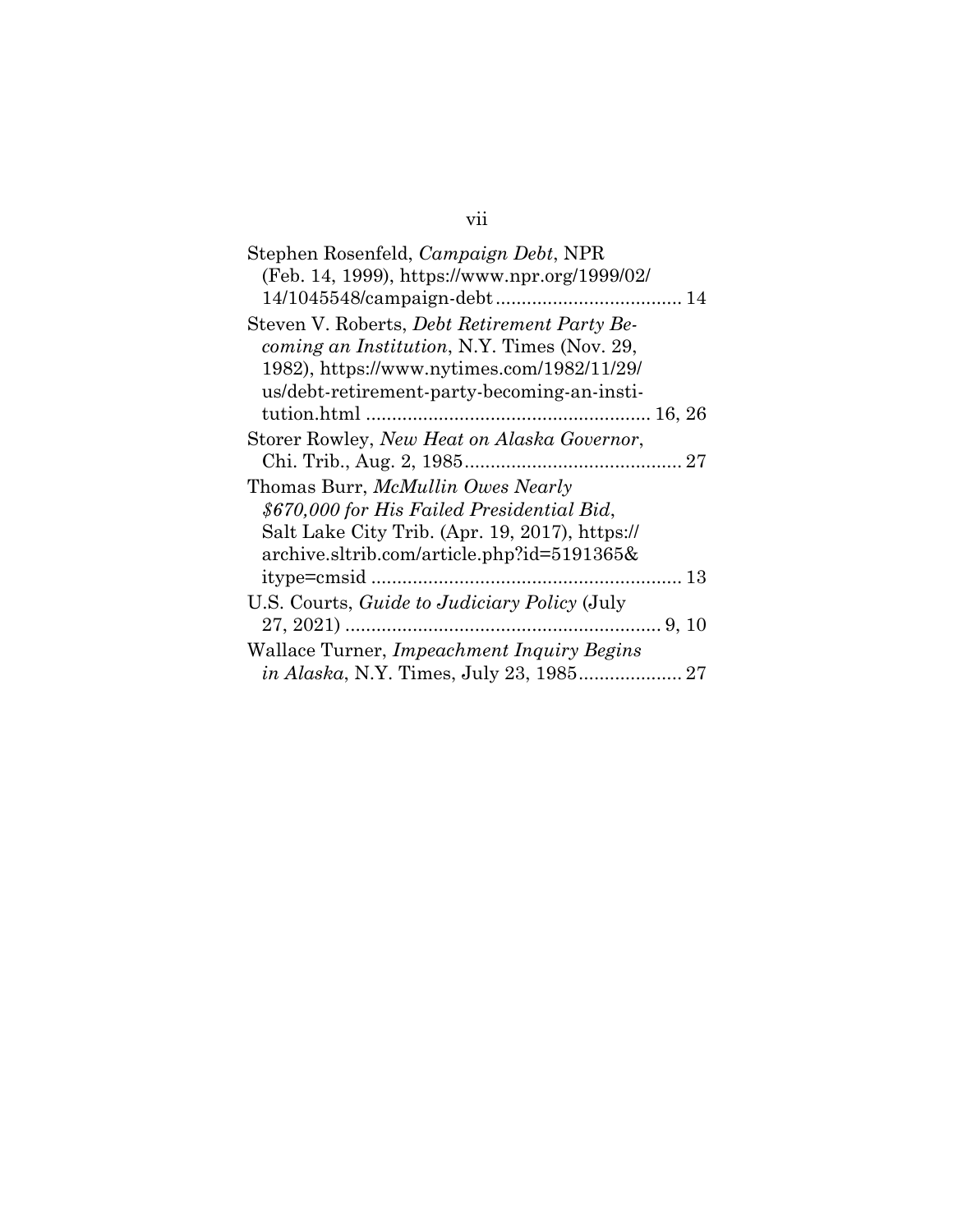Stephen Rosenfeld, *Campaign Debt*, NPR (Feb. 14, 1999), https://www.npr.org/1999/02/14/1045548/campaign-debt .................................... 14

Steven V. Roberts, *Debt Retirement Party Becoming an Institution*, N.Y. Times (Nov. 29, 1982), https://www.nytimes.com/1982/11/29/us/debt-retirement-party-becoming-an-institution.html ....................................................... 16, 26

Storer Rowley, *New Heat on Alaska Governor*, Chi. Trib., Aug. 2, 1985.......................................... 27

Thomas Burr, *McMullin Owes Nearly $670,000 for His Failed Presidential Bid*, Salt Lake City Trib. (Apr. 19, 2017), https://archive.sltrib.com/article.php?id=5191365&itype=cmsid ............................................................ 13

U.S. Courts, *Guide to Judiciary Policy* (July 27, 2021) ............................................................ 9, 10

Wallace Turner, *Impeachment Inquiry Begins in Alaska*, N.Y. Times, July 23, 1985.................... 27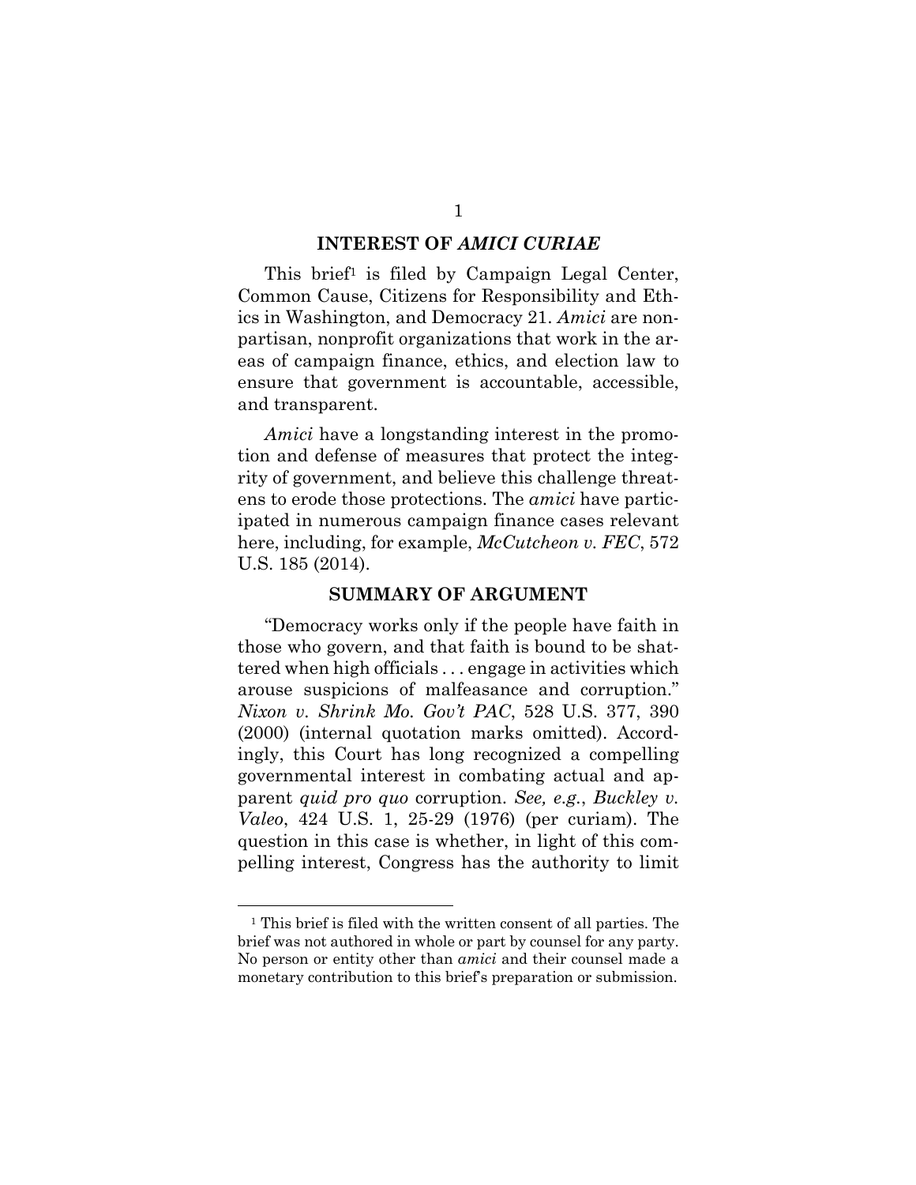## INTEREST OF *AMICI CURIAE*

This brief[1] is filed by Campaign Legal Center, Common Cause, Citizens for Responsibility and Ethics in Washington, and Democracy 21. *Amici* are nonpartisan, nonprofit organizations that work in the areas of campaign finance, ethics, and election law to ensure that government is accountable, accessible, and transparent.

*Amici* have a longstanding interest in the promotion and defense of measures that protect the integrity of government, and believe this challenge threatens to erode those protections. The *amici* have participated in numerous campaign finance cases relevant here, including, for example, *McCutcheon v. FEC*, 572 U.S. 185 (2014).

## SUMMARY OF ARGUMENT

"Democracy works only if the people have faith in those who govern, and that faith is bound to be shattered when high officials . . . engage in activities which arouse suspicions of malfeasance and corruption." *Nixon v. Shrink Mo. Gov't PAC*, 528 U.S. 377, 390 (2000) (internal quotation marks omitted). Accordingly, this Court has long recognized a compelling governmental interest in combating actual and apparent *quid pro quo* corruption. *See, e.g.*, *Buckley v. Valeo*, 424 U.S. 1, 25-29 (1976) (per curiam). The question in this case is whether, in light of this compelling interest, Congress has the authority to limit

---

[1] This brief is filed with the written consent of all parties. The brief was not authored in whole or part by counsel for any party. No person or entity other than *amici* and their counsel made a monetary contribution to this brief's preparation or submission.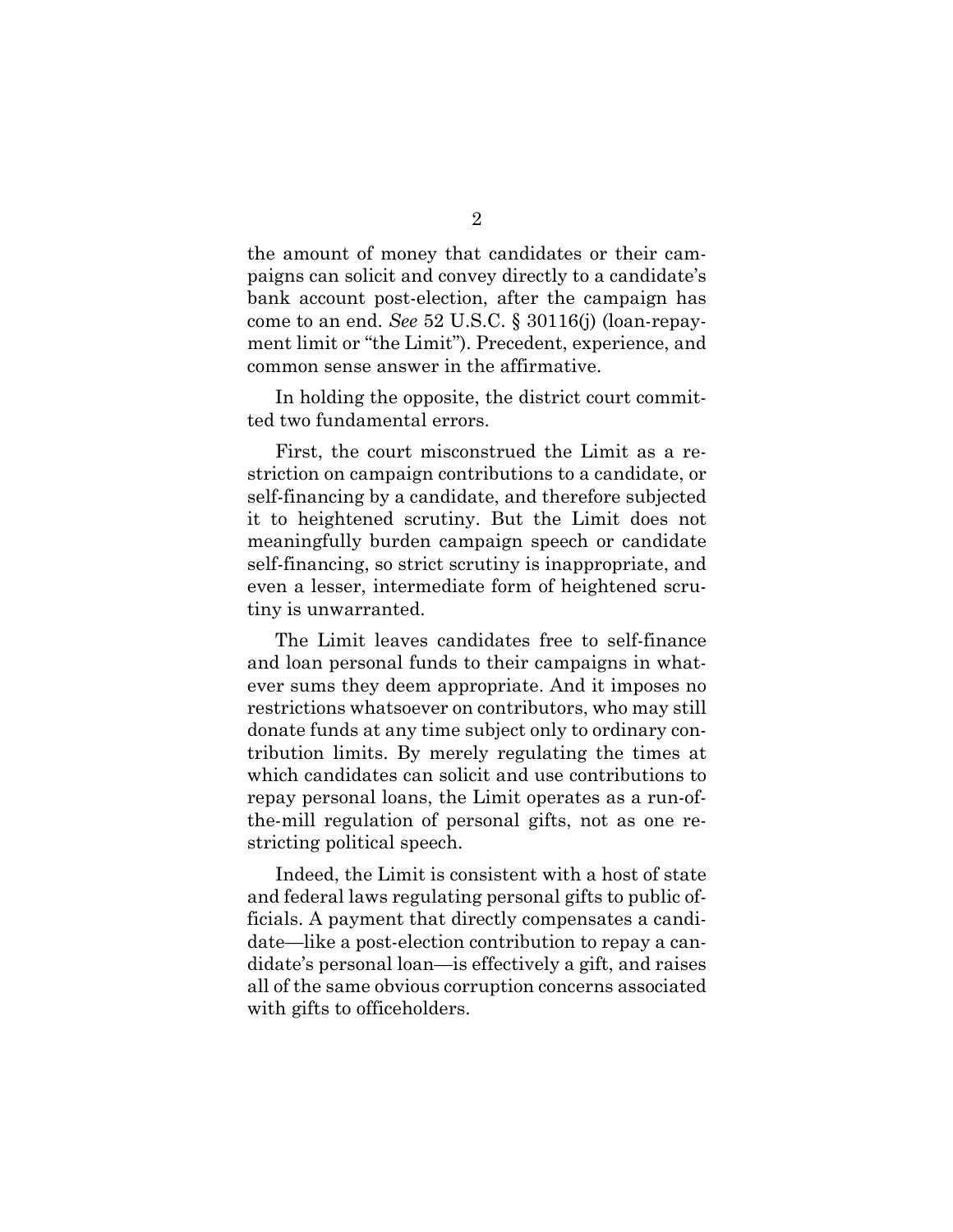the amount of money that candidates or their campaigns can solicit and convey directly to a candidate's bank account post-election, after the campaign has come to an end. *See* 52 U.S.C. § 30116(j) (loan-repayment limit or "the Limit"). Precedent, experience, and common sense answer in the affirmative.

In holding the opposite, the district court committed two fundamental errors.

First, the court misconstrued the Limit as a restriction on campaign contributions to a candidate, or self-financing by a candidate, and therefore subjected it to heightened scrutiny. But the Limit does not meaningfully burden campaign speech or candidate self-financing, so strict scrutiny is inappropriate, and even a lesser, intermediate form of heightened scrutiny is unwarranted.

The Limit leaves candidates free to self-finance and loan personal funds to their campaigns in whatever sums they deem appropriate. And it imposes no restrictions whatsoever on contributors, who may still donate funds at any time subject only to ordinary contribution limits. By merely regulating the times at which candidates can solicit and use contributions to repay personal loans, the Limit operates as a run-of-the-mill regulation of personal gifts, not as one restricting political speech.

Indeed, the Limit is consistent with a host of state and federal laws regulating personal gifts to public officials. A payment that directly compensates a candidate—like a post-election contribution to repay a candidate's personal loan—is effectively a gift, and raises all of the same obvious corruption concerns associated with gifts to officeholders.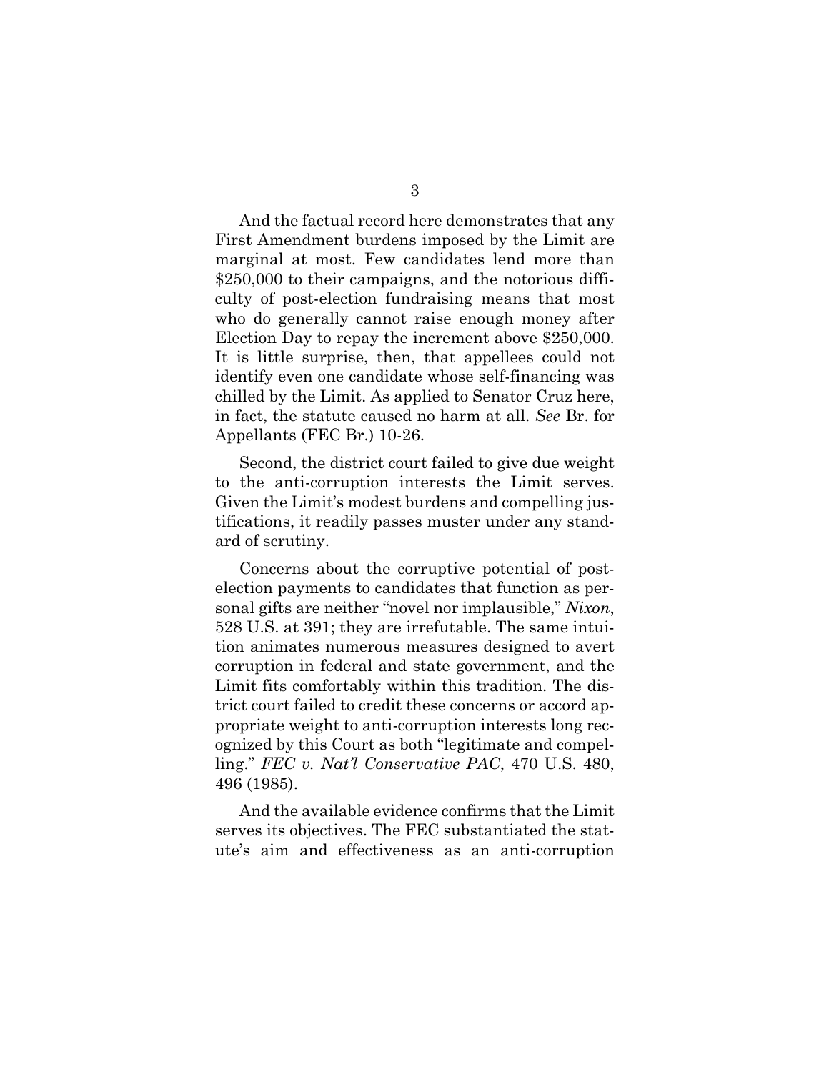And the factual record here demonstrates that any First Amendment burdens imposed by the Limit are marginal at most. Few candidates lend more than $250,000 to their campaigns, and the notorious difficulty of post-election fundraising means that most who do generally cannot raise enough money after Election Day to repay the increment above $250,000. It is little surprise, then, that appellees could not identify even one candidate whose self-financing was chilled by the Limit. As applied to Senator Cruz here, in fact, the statute caused no harm at all. *See* Br. for Appellants (FEC Br.) 10-26.

Second, the district court failed to give due weight to the anti-corruption interests the Limit serves. Given the Limit's modest burdens and compelling justifications, it readily passes muster under any standard of scrutiny.

Concerns about the corruptive potential of post-election payments to candidates that function as personal gifts are neither "novel nor implausible," *Nixon*, 528 U.S. at 391; they are irrefutable. The same intuition animates numerous measures designed to avert corruption in federal and state government, and the Limit fits comfortably within this tradition. The district court failed to credit these concerns or accord appropriate weight to anti-corruption interests long recognized by this Court as both "legitimate and compelling." *FEC v. Nat'l Conservative PAC*, 470 U.S. 480, 496 (1985).

And the available evidence confirms that the Limit serves its objectives. The FEC substantiated the statute's aim and effectiveness as an anti-corruption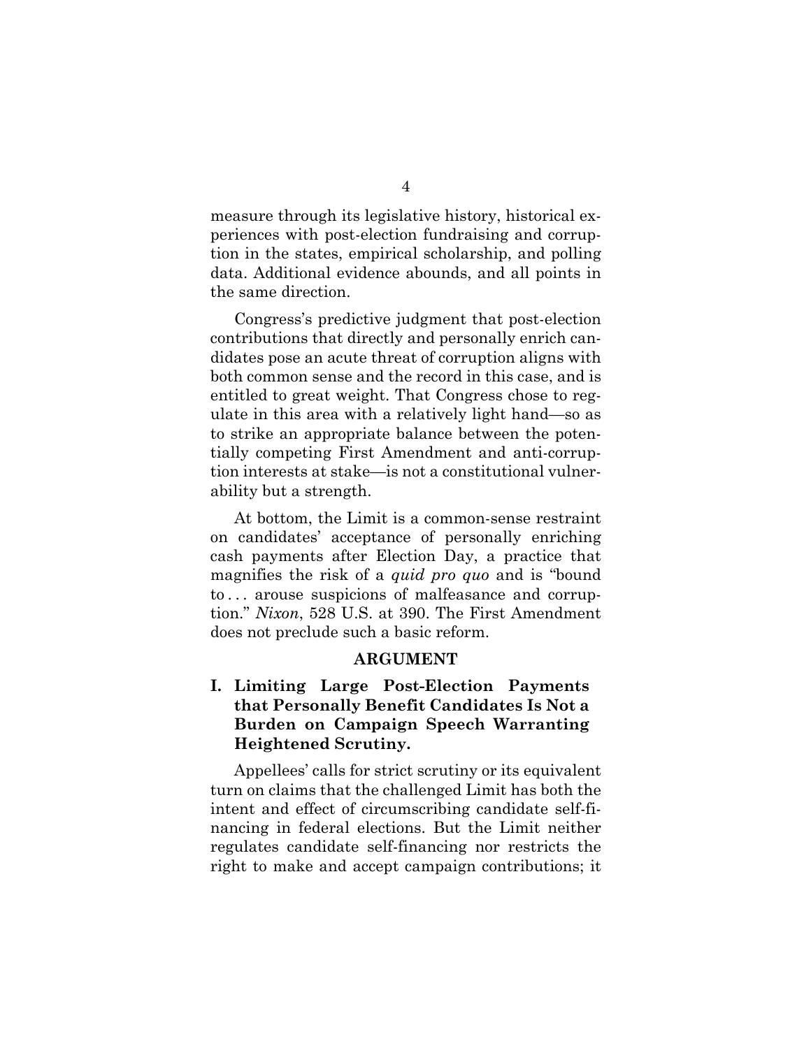measure through its legislative history, historical experiences with post-election fundraising and corruption in the states, empirical scholarship, and polling data. Additional evidence abounds, and all points in the same direction.

Congress's predictive judgment that post-election contributions that directly and personally enrich candidates pose an acute threat of corruption aligns with both common sense and the record in this case, and is entitled to great weight. That Congress chose to regulate in this area with a relatively light hand—so as to strike an appropriate balance between the potentially competing First Amendment and anti-corruption interests at stake—is not a constitutional vulnerability but a strength.

At bottom, the Limit is a common-sense restraint on candidates' acceptance of personally enriching cash payments after Election Day, a practice that magnifies the risk of a *quid pro quo* and is "bound to . . . arouse suspicions of malfeasance and corruption." *Nixon*, 528 U.S. at 390. The First Amendment does not preclude such a basic reform.

## ARGUMENT

### I. Limiting Large Post-Election Payments that Personally Benefit Candidates Is Not a Burden on Campaign Speech Warranting Heightened Scrutiny.

Appellees' calls for strict scrutiny or its equivalent turn on claims that the challenged Limit has both the intent and effect of circumscribing candidate self-financing in federal elections. But the Limit neither regulates candidate self-financing nor restricts the right to make and accept campaign contributions; it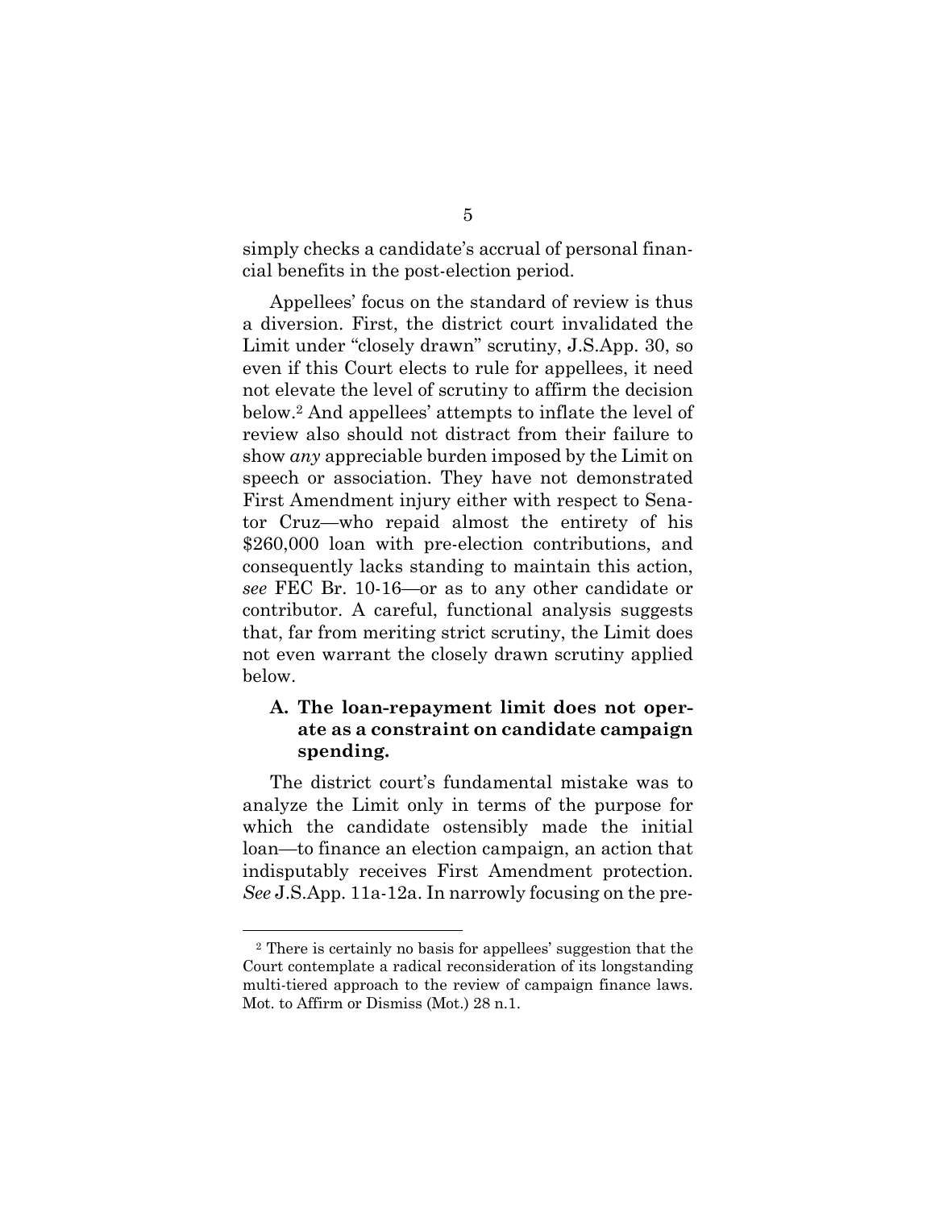simply checks a candidate's accrual of personal financial benefits in the post-election period.

Appellees' focus on the standard of review is thus a diversion. First, the district court invalidated the Limit under "closely drawn" scrutiny, J.S.App. 30, so even if this Court elects to rule for appellees, it need not elevate the level of scrutiny to affirm the decision below.[2] And appellees' attempts to inflate the level of review also should not distract from their failure to show *any* appreciable burden imposed by the Limit on speech or association. They have not demonstrated First Amendment injury either with respect to Senator Cruz—who repaid almost the entirety of his $260,000 loan with pre-election contributions, and consequently lacks standing to maintain this action, *see* FEC Br. 10-16—or as to any other candidate or contributor. A careful, functional analysis suggests that, far from meriting strict scrutiny, the Limit does not even warrant the closely drawn scrutiny applied below.

### A. The loan-repayment limit does not operate as a constraint on candidate campaign spending.

The district court's fundamental mistake was to analyze the Limit only in terms of the purpose for which the candidate ostensibly made the initial loan—to finance an election campaign, an action that indisputably receives First Amendment protection. *See* J.S.App. 11a-12a. In narrowly focusing on the pre-

[2] There is certainly no basis for appellees' suggestion that the Court contemplate a radical reconsideration of its longstanding multi-tiered approach to the review of campaign finance laws. Mot. to Affirm or Dismiss (Mot.) 28 n.1.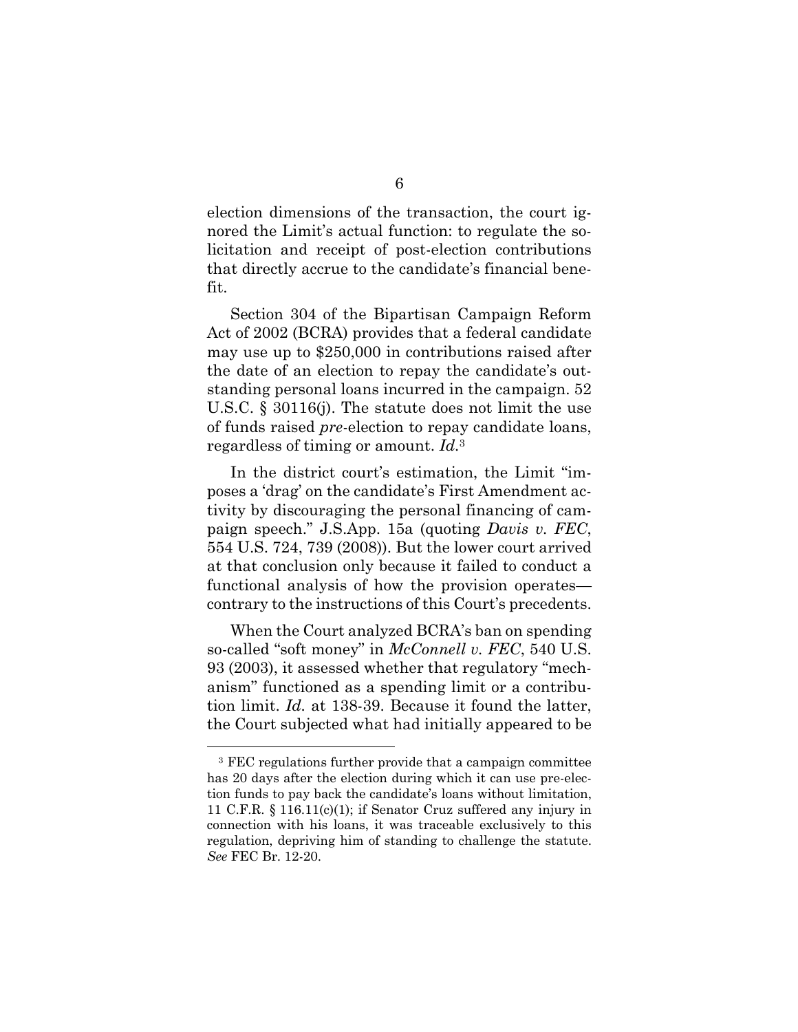election dimensions of the transaction, the court ignored the Limit's actual function: to regulate the solicitation and receipt of post-election contributions that directly accrue to the candidate's financial benefit.

Section 304 of the Bipartisan Campaign Reform Act of 2002 (BCRA) provides that a federal candidate may use up to $250,000 in contributions raised after the date of an election to repay the candidate's outstanding personal loans incurred in the campaign. 52 U.S.C. § 30116(j). The statute does not limit the use of funds raised *pre*-election to repay candidate loans, regardless of timing or amount. *Id.*[3]

In the district court's estimation, the Limit "imposes a 'drag' on the candidate's First Amendment activity by discouraging the personal financing of campaign speech." J.S.App. 15a (quoting *Davis v. FEC*, 554 U.S. 724, 739 (2008)). But the lower court arrived at that conclusion only because it failed to conduct a functional analysis of how the provision operates—contrary to the instructions of this Court's precedents.

When the Court analyzed BCRA's ban on spending so-called "soft money" in *McConnell v. FEC*, 540 U.S. 93 (2003), it assessed whether that regulatory "mechanism" functioned as a spending limit or a contribution limit. *Id.* at 138-39. Because it found the latter, the Court subjected what had initially appeared to be

---

[3] FEC regulations further provide that a campaign committee has 20 days after the election during which it can use pre-election funds to pay back the candidate's loans without limitation, 11 C.F.R. § 116.11(c)(1); if Senator Cruz suffered any injury in connection with his loans, it was traceable exclusively to this regulation, depriving him of standing to challenge the statute. *See* FEC Br. 12-20.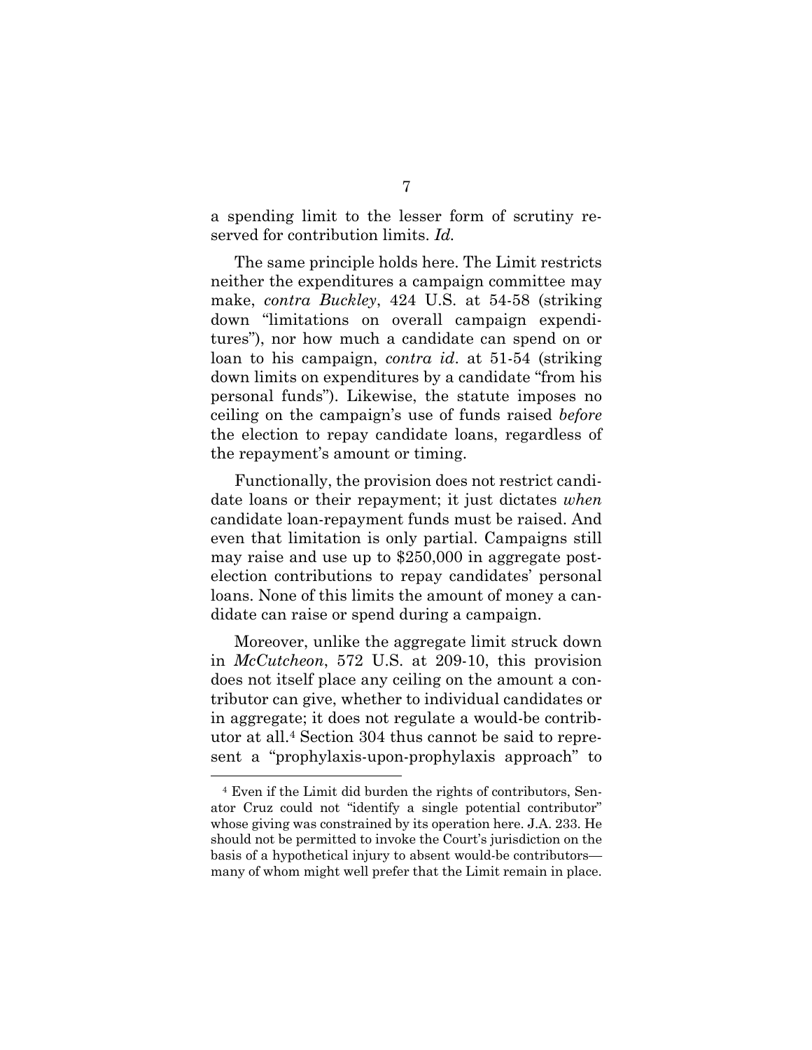a spending limit to the lesser form of scrutiny reserved for contribution limits. *Id.*

The same principle holds here. The Limit restricts neither the expenditures a campaign committee may make, *contra Buckley*, 424 U.S. at 54-58 (striking down "limitations on overall campaign expenditures"), nor how much a candidate can spend on or loan to his campaign, *contra id.* at 51-54 (striking down limits on expenditures by a candidate "from his personal funds"). Likewise, the statute imposes no ceiling on the campaign's use of funds raised *before* the election to repay candidate loans, regardless of the repayment's amount or timing.

Functionally, the provision does not restrict candidate loans or their repayment; it just dictates *when* candidate loan-repayment funds must be raised. And even that limitation is only partial. Campaigns still may raise and use up to $250,000 in aggregate post-election contributions to repay candidates' personal loans. None of this limits the amount of money a candidate can raise or spend during a campaign.

Moreover, unlike the aggregate limit struck down in *McCutcheon*, 572 U.S. at 209-10, this provision does not itself place any ceiling on the amount a contributor can give, whether to individual candidates or in aggregate; it does not regulate a would-be contributor at all.[4] Section 304 thus cannot be said to represent a "prophylaxis-upon-prophylaxis approach" to

[4] Even if the Limit did burden the rights of contributors, Senator Cruz could not "identify a single potential contributor" whose giving was constrained by its operation here. J.A. 233. He should not be permitted to invoke the Court's jurisdiction on the basis of a hypothetical injury to absent would-be contributors—many of whom might well prefer that the Limit remain in place.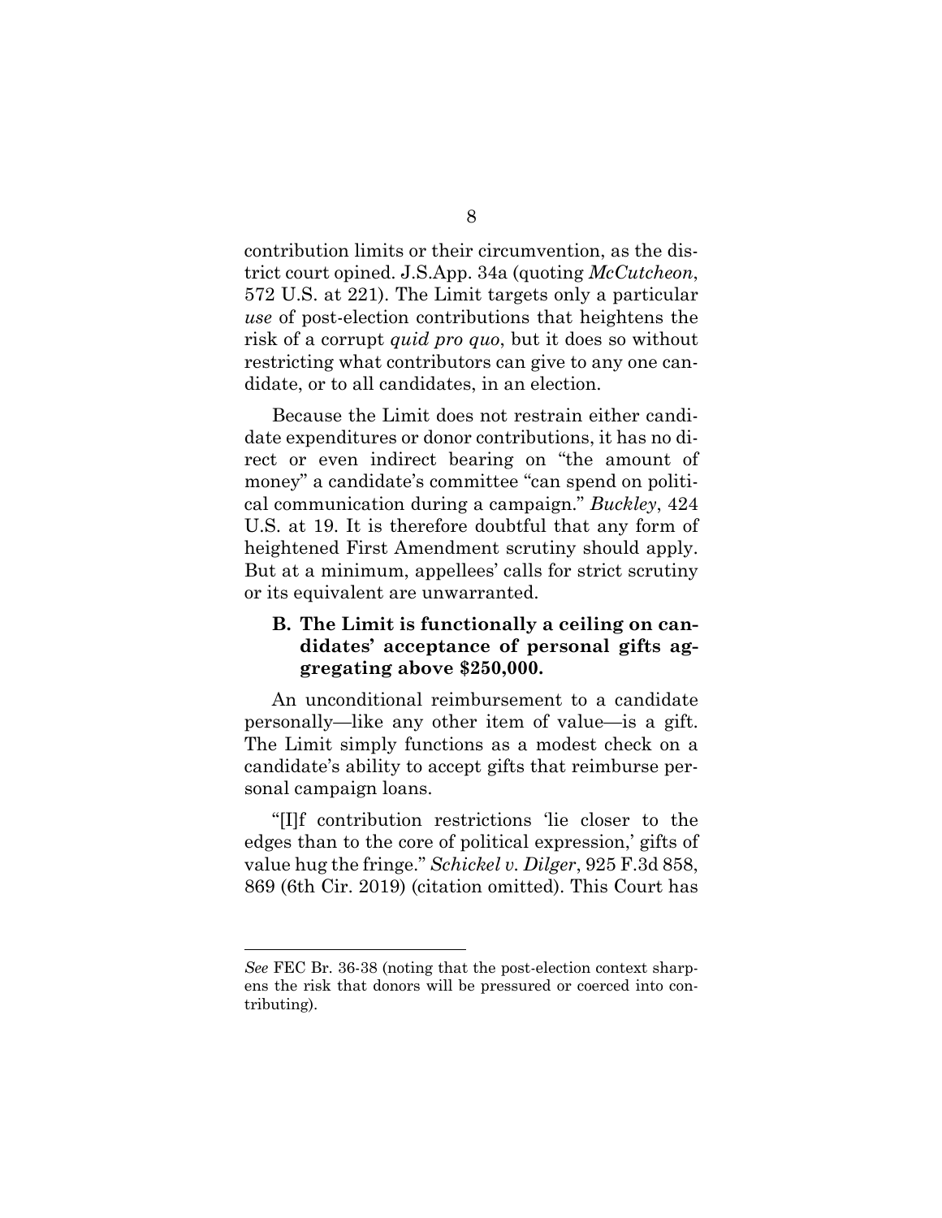contribution limits or their circumvention, as the district court opined. J.S.App. 34a (quoting *McCutcheon*, 572 U.S. at 221). The Limit targets only a particular *use* of post-election contributions that heightens the risk of a corrupt *quid pro quo*, but it does so without restricting what contributors can give to any one candidate, or to all candidates, in an election.

Because the Limit does not restrain either candidate expenditures or donor contributions, it has no direct or even indirect bearing on "the amount of money" a candidate's committee "can spend on political communication during a campaign." *Buckley*, 424 U.S. at 19. It is therefore doubtful that any form of heightened First Amendment scrutiny should apply. But at a minimum, appellees' calls for strict scrutiny or its equivalent are unwarranted.

### B. The Limit is functionally a ceiling on candidates' acceptance of personal gifts aggregating above $250,000.

An unconditional reimbursement to a candidate personally—like any other item of value—is a gift. The Limit simply functions as a modest check on a candidate's ability to accept gifts that reimburse personal campaign loans.

"[I]f contribution restrictions 'lie closer to the edges than to the core of political expression,' gifts of value hug the fringe." *Schickel v. Dilger*, 925 F.3d 858, 869 (6th Cir. 2019) (citation omitted). This Court has

---

*See* FEC Br. 36-38 (noting that the post-election context sharpens the risk that donors will be pressured or coerced into contributing).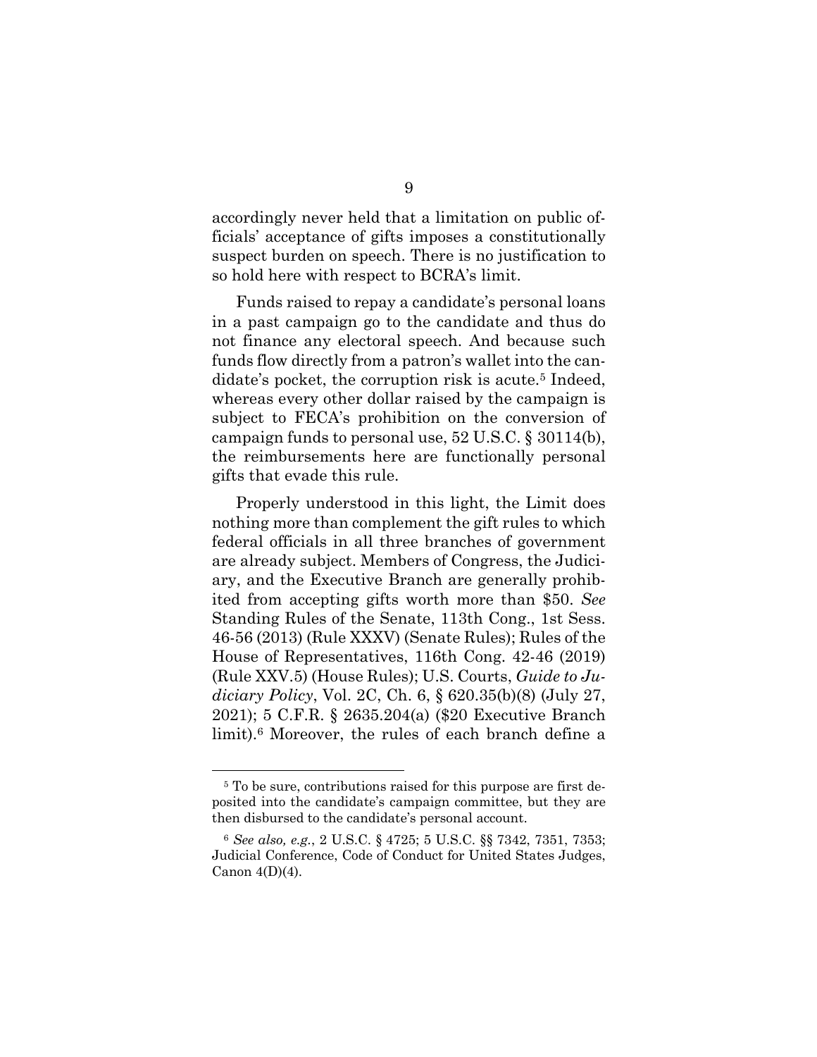accordingly never held that a limitation on public officials' acceptance of gifts imposes a constitutionally suspect burden on speech. There is no justification to so hold here with respect to BCRA's limit.

Funds raised to repay a candidate's personal loans in a past campaign go to the candidate and thus do not finance any electoral speech. And because such funds flow directly from a patron's wallet into the candidate's pocket, the corruption risk is acute.[5] Indeed, whereas every other dollar raised by the campaign is subject to FECA's prohibition on the conversion of campaign funds to personal use, 52 U.S.C. § 30114(b), the reimbursements here are functionally personal gifts that evade this rule.

Properly understood in this light, the Limit does nothing more than complement the gift rules to which federal officials in all three branches of government are already subject. Members of Congress, the Judiciary, and the Executive Branch are generally prohibited from accepting gifts worth more than $50. *See* Standing Rules of the Senate, 113th Cong., 1st Sess. 46-56 (2013) (Rule XXXV) (Senate Rules); Rules of the House of Representatives, 116th Cong. 42-46 (2019) (Rule XXV.5) (House Rules); U.S. Courts, *Guide to Judiciary Policy*, Vol. 2C, Ch. 6, § 620.35(b)(8) (July 27, 2021); 5 C.F.R. § 2635.204(a) ($20 Executive Branch limit).[6] Moreover, the rules of each branch define a

---

[5] To be sure, contributions raised for this purpose are first deposited into the candidate's campaign committee, but they are then disbursed to the candidate's personal account.

[6] *See also, e.g.*, 2 U.S.C. § 4725; 5 U.S.C. §§ 7342, 7351, 7353; Judicial Conference, Code of Conduct for United States Judges, Canon 4(D)(4).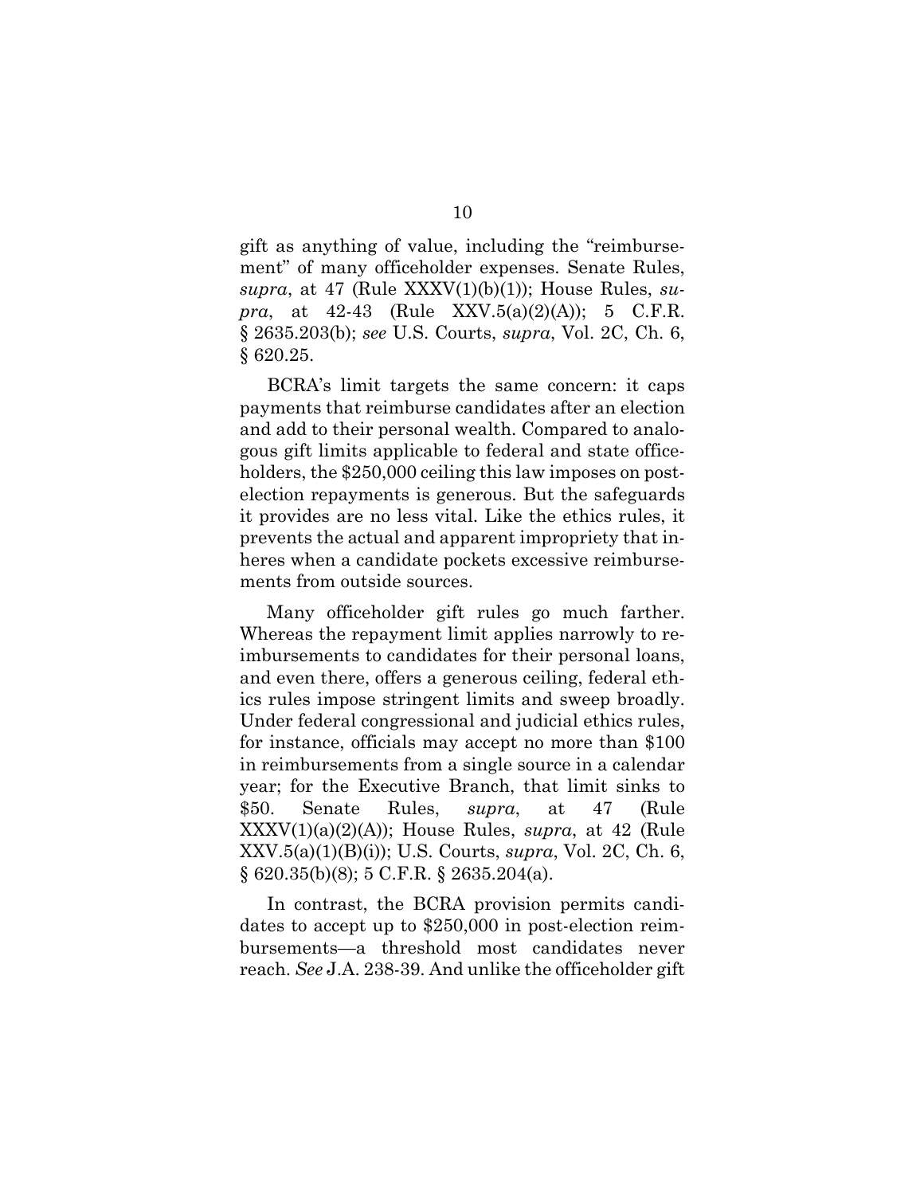gift as anything of value, including the "reimbursement" of many officeholder expenses. Senate Rules, *supra*, at 47 (Rule XXXV(1)(b)(1)); House Rules, *supra*, at 42-43 (Rule XXV.5(a)(2)(A)); 5 C.F.R. § 2635.203(b); *see* U.S. Courts, *supra*, Vol. 2C, Ch. 6, § 620.25.

BCRA's limit targets the same concern: it caps payments that reimburse candidates after an election and add to their personal wealth. Compared to analogous gift limits applicable to federal and state officeholders, the $250,000 ceiling this law imposes on post-election repayments is generous. But the safeguards it provides are no less vital. Like the ethics rules, it prevents the actual and apparent impropriety that inheres when a candidate pockets excessive reimbursements from outside sources.

Many officeholder gift rules go much farther. Whereas the repayment limit applies narrowly to reimbursements to candidates for their personal loans, and even there, offers a generous ceiling, federal ethics rules impose stringent limits and sweep broadly. Under federal congressional and judicial ethics rules, for instance, officials may accept no more than $100 in reimbursements from a single source in a calendar year; for the Executive Branch, that limit sinks to $50. Senate Rules, *supra*, at 47 (Rule XXXV(1)(a)(2)(A)); House Rules, *supra*, at 42 (Rule XXV.5(a)(1)(B)(i)); U.S. Courts, *supra*, Vol. 2C, Ch. 6, § 620.35(b)(8); 5 C.F.R. § 2635.204(a).

In contrast, the BCRA provision permits candidates to accept up to $250,000 in post-election reimbursements—a threshold most candidates never reach. *See* J.A. 238-39. And unlike the officeholder gift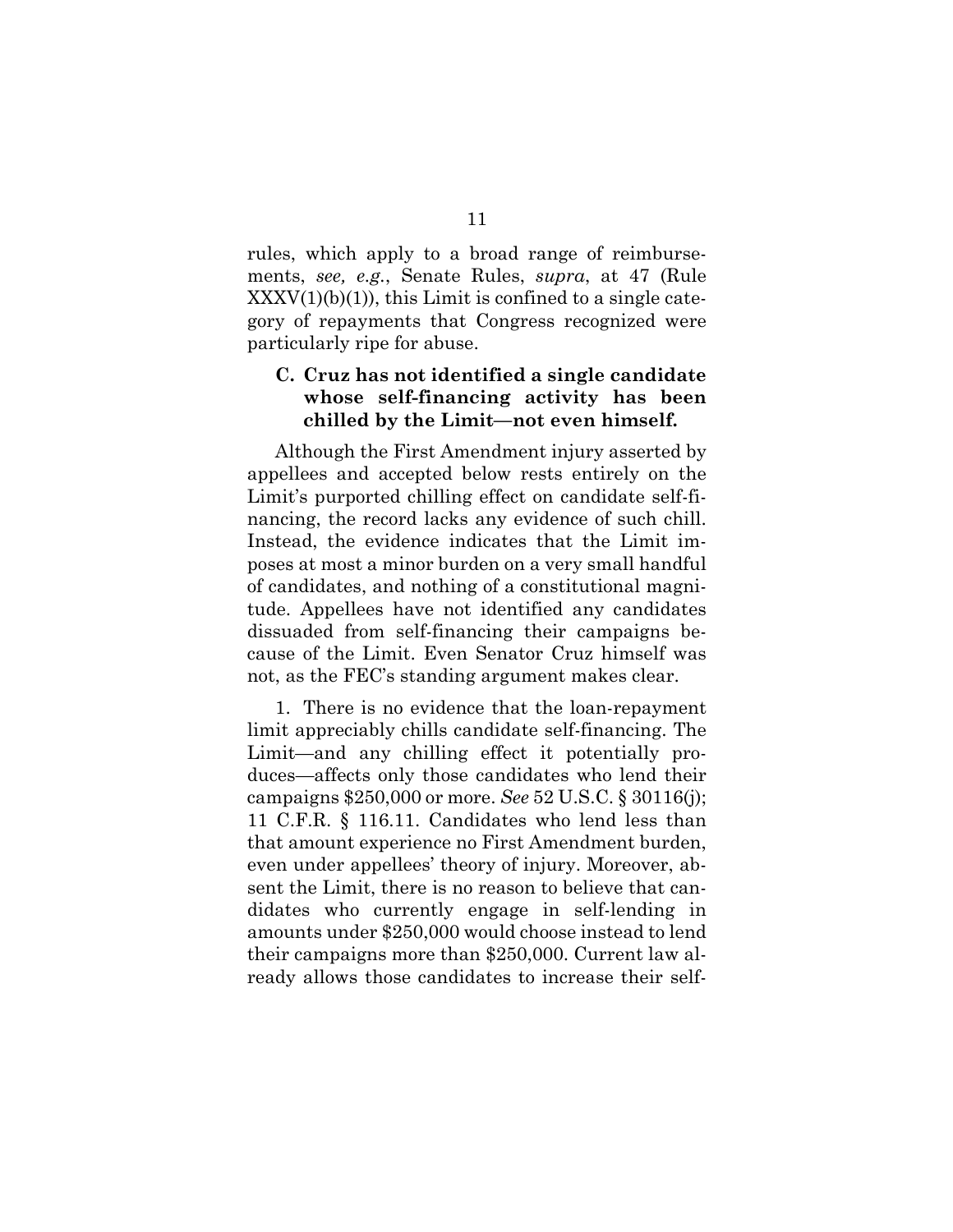rules, which apply to a broad range of reimbursements, *see, e.g.*, Senate Rules, *supra*, at 47 (Rule XXXV(1)(b)(1)), this Limit is confined to a single category of repayments that Congress recognized were particularly ripe for abuse.

### C. Cruz has not identified a single candidate whose self-financing activity has been chilled by the Limit—not even himself.

Although the First Amendment injury asserted by appellees and accepted below rests entirely on the Limit's purported chilling effect on candidate self-financing, the record lacks any evidence of such chill. Instead, the evidence indicates that the Limit imposes at most a minor burden on a very small handful of candidates, and nothing of a constitutional magnitude. Appellees have not identified any candidates dissuaded from self-financing their campaigns because of the Limit. Even Senator Cruz himself was not, as the FEC's standing argument makes clear.

1. There is no evidence that the loan-repayment limit appreciably chills candidate self-financing. The Limit—and any chilling effect it potentially produces—affects only those candidates who lend their campaigns $250,000 or more. *See* 52 U.S.C. § 30116(j); 11 C.F.R. § 116.11. Candidates who lend less than that amount experience no First Amendment burden, even under appellees' theory of injury. Moreover, absent the Limit, there is no reason to believe that candidates who currently engage in self-lending in amounts under $250,000 would choose instead to lend their campaigns more than $250,000. Current law already allows those candidates to increase their self-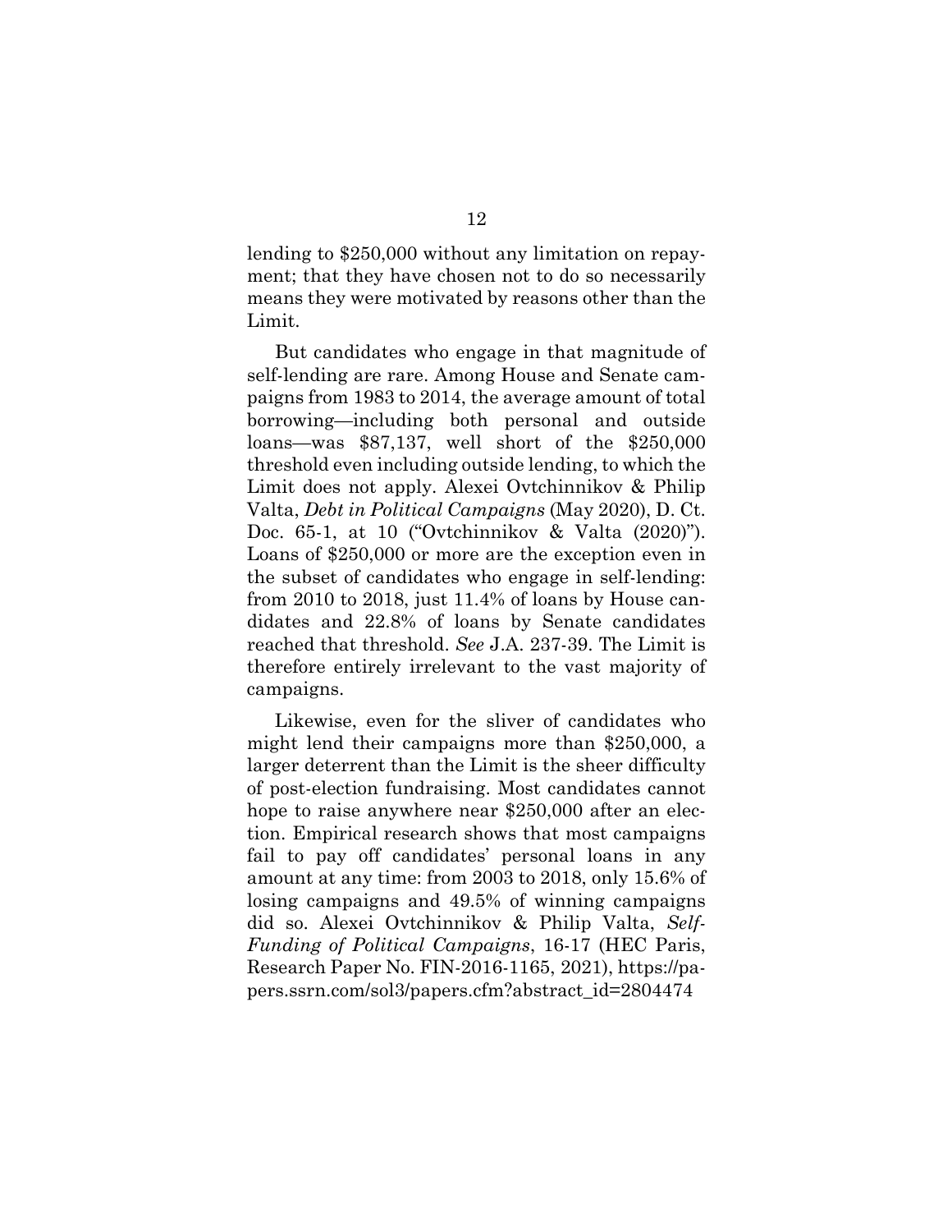lending to $250,000 without any limitation on repayment; that they have chosen not to do so necessarily means they were motivated by reasons other than the Limit.

But candidates who engage in that magnitude of self-lending are rare. Among House and Senate campaigns from 1983 to 2014, the average amount of total borrowing—including both personal and outside loans—was $87,137, well short of the $250,000 threshold even including outside lending, to which the Limit does not apply. Alexei Ovtchinnikov & Philip Valta, *Debt in Political Campaigns* (May 2020), D. Ct. Doc. 65-1, at 10 ("Ovtchinnikov & Valta (2020)"). Loans of $250,000 or more are the exception even in the subset of candidates who engage in self-lending: from 2010 to 2018, just 11.4% of loans by House candidates and 22.8% of loans by Senate candidates reached that threshold. *See* J.A. 237-39. The Limit is therefore entirely irrelevant to the vast majority of campaigns.

Likewise, even for the sliver of candidates who might lend their campaigns more than $250,000, a larger deterrent than the Limit is the sheer difficulty of post-election fundraising. Most candidates cannot hope to raise anywhere near $250,000 after an election. Empirical research shows that most campaigns fail to pay off candidates' personal loans in any amount at any time: from 2003 to 2018, only 15.6% of losing campaigns and 49.5% of winning campaigns did so. Alexei Ovtchinnikov & Philip Valta, *Self-Funding of Political Campaigns*, 16-17 (HEC Paris, Research Paper No. FIN-2016-1165, 2021), https://papers.ssrn.com/sol3/papers.cfm?abstract_id=2804474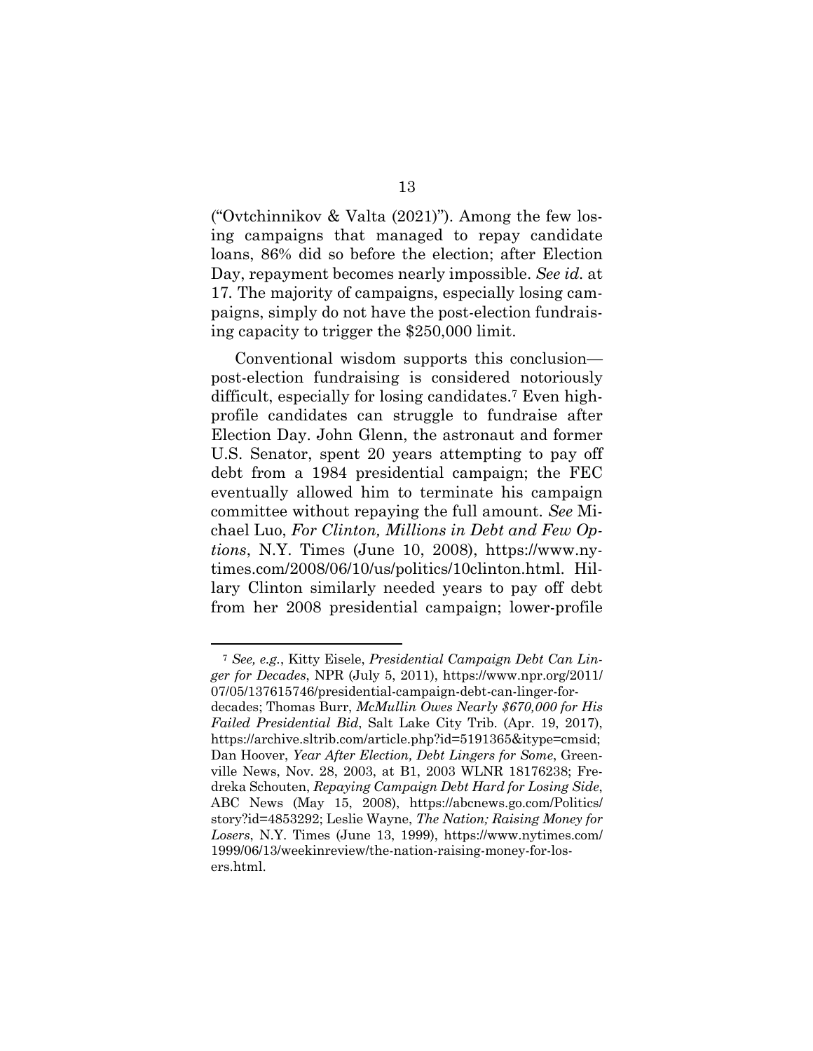("Ovtchinnikov & Valta (2021)"). Among the few losing campaigns that managed to repay candidate loans, 86% did so before the election; after Election Day, repayment becomes nearly impossible. *See id.* at 17. The majority of campaigns, especially losing campaigns, simply do not have the post-election fundraising capacity to trigger the $250,000 limit.

Conventional wisdom supports this conclusion—post-election fundraising is considered notoriously difficult, especially for losing candidates.[7] Even high-profile candidates can struggle to fundraise after Election Day. John Glenn, the astronaut and former U.S. Senator, spent 20 years attempting to pay off debt from a 1984 presidential campaign; the FEC eventually allowed him to terminate his campaign committee without repaying the full amount. *See* Michael Luo, *For Clinton, Millions in Debt and Few Options*, N.Y. Times (June 10, 2008), https://www.nytimes.com/2008/06/10/us/politics/10clinton.html. Hillary Clinton similarly needed years to pay off debt from her 2008 presidential campaign; lower-profile

---

[7] *See, e.g.*, Kitty Eisele, *Presidential Campaign Debt Can Linger for Decades*, NPR (July 5, 2011), https://www.npr.org/2011/07/05/137615746/presidential-campaign-debt-can-linger-for-decades; Thomas Burr, *McMullin Owes Nearly $670,000 for His Failed Presidential Bid*, Salt Lake City Trib. (Apr. 19, 2017), https://archive.sltrib.com/article.php?id=5191365&itype=cmsid; Dan Hoover, *Year After Election, Debt Lingers for Some*, Greenville News, Nov. 28, 2003, at B1, 2003 WLNR 18176238; Fredreka Schouten, *Repaying Campaign Debt Hard for Losing Side*, ABC News (May 15, 2008), https://abcnews.go.com/Politics/story?id=4853292; Leslie Wayne, *The Nation; Raising Money for Losers*, N.Y. Times (June 13, 1999), https://www.nytimes.com/1999/06/13/weekinreview/the-nation-raising-money-for-losers.html.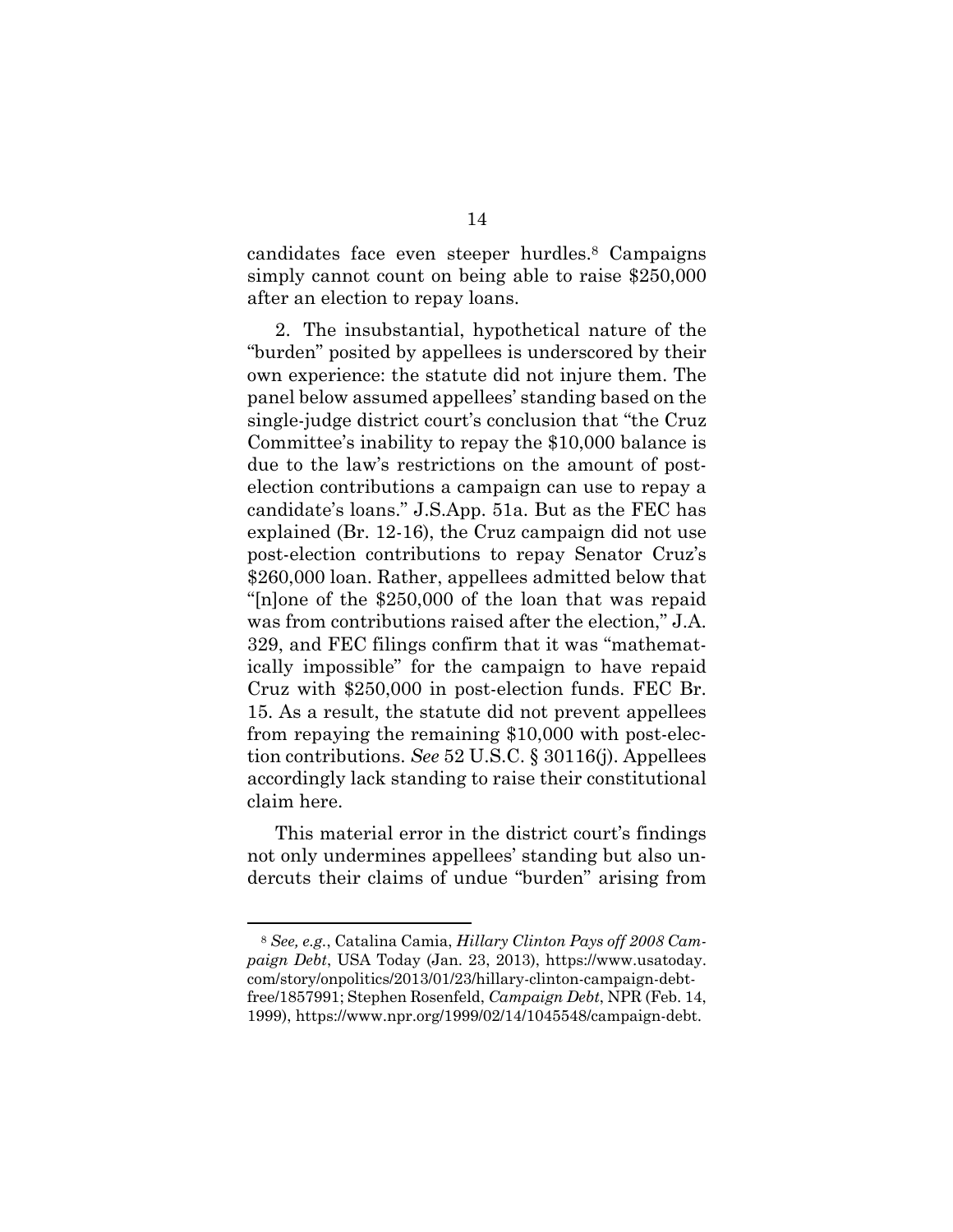candidates face even steeper hurdles.[8] Campaigns simply cannot count on being able to raise $250,000 after an election to repay loans.

2. The insubstantial, hypothetical nature of the "burden" posited by appellees is underscored by their own experience: the statute did not injure them. The panel below assumed appellees' standing based on the single-judge district court's conclusion that "the Cruz Committee's inability to repay the $10,000 balance is due to the law's restrictions on the amount of post-election contributions a campaign can use to repay a candidate's loans." J.S.App. 51a. But as the FEC has explained (Br. 12-16), the Cruz campaign did not use post-election contributions to repay Senator Cruz's $260,000 loan. Rather, appellees admitted below that "[n]one of the $250,000 of the loan that was repaid was from contributions raised after the election," J.A. 329, and FEC filings confirm that it was "mathematically impossible" for the campaign to have repaid Cruz with $250,000 in post-election funds. FEC Br. 15. As a result, the statute did not prevent appellees from repaying the remaining $10,000 with post-election contributions. *See* 52 U.S.C. § 30116(j). Appellees accordingly lack standing to raise their constitutional claim here.

This material error in the district court's findings not only undermines appellees' standing but also undercuts their claims of undue "burden" arising from

[8] *See, e.g.*, Catalina Camia, *Hillary Clinton Pays off 2008 Campaign Debt*, USA Today (Jan. 23, 2013), https://www.usatoday.com/story/onpolitics/2013/01/23/hillary-clinton-campaign-debt-free/1857991; Stephen Rosenfeld, *Campaign Debt*, NPR (Feb. 14, 1999), https://www.npr.org/1999/02/14/1045548/campaign-debt.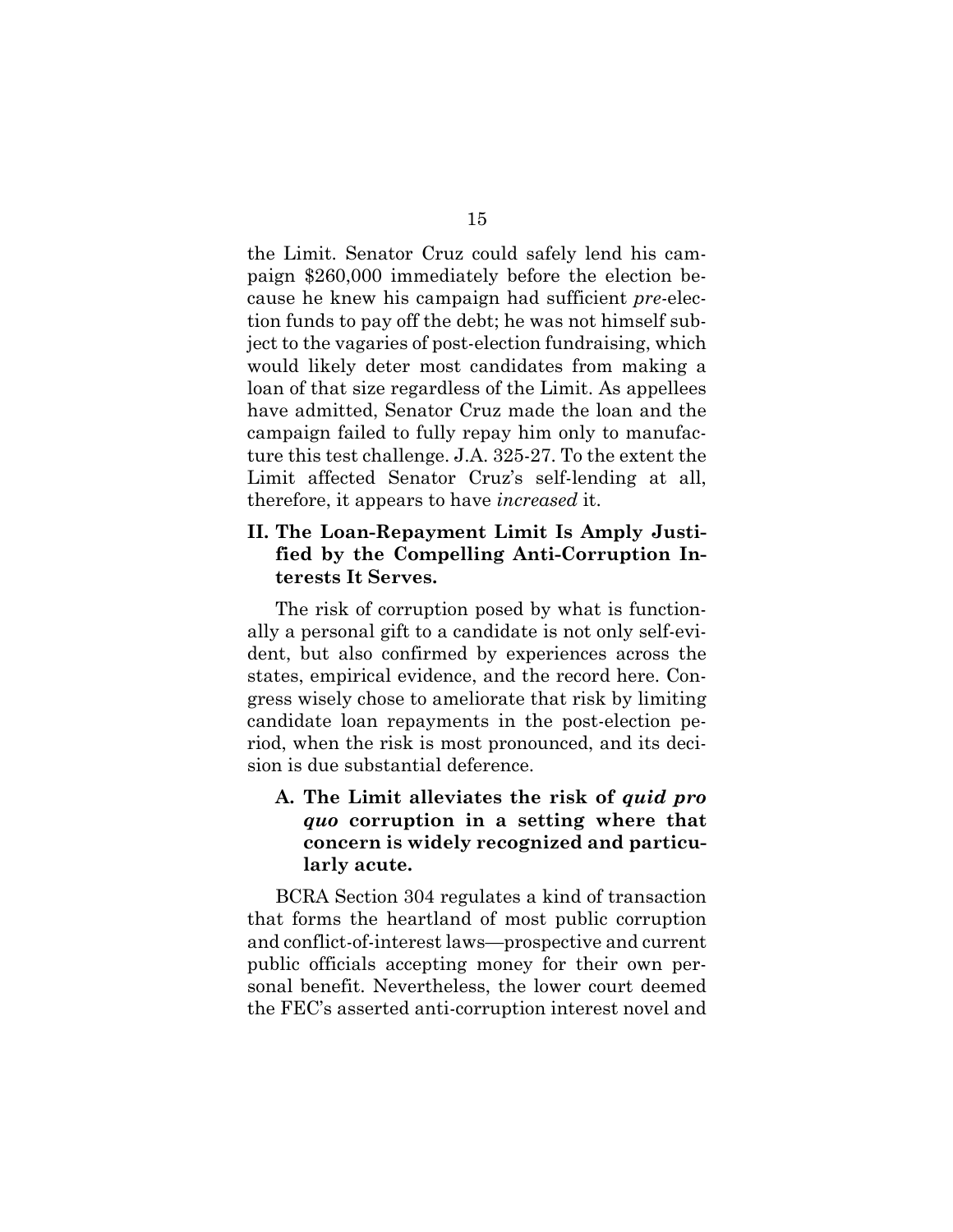the Limit. Senator Cruz could safely lend his campaign $260,000 immediately before the election because he knew his campaign had sufficient *pre*-election funds to pay off the debt; he was not himself subject to the vagaries of post-election fundraising, which would likely deter most candidates from making a loan of that size regardless of the Limit. As appellees have admitted, Senator Cruz made the loan and the campaign failed to fully repay him only to manufacture this test challenge. J.A. 325-27. To the extent the Limit affected Senator Cruz's self-lending at all, therefore, it appears to have *increased* it.

## II. The Loan-Repayment Limit Is Amply Justified by the Compelling Anti-Corruption Interests It Serves.

The risk of corruption posed by what is functionally a personal gift to a candidate is not only self-evident, but also confirmed by experiences across the states, empirical evidence, and the record here. Congress wisely chose to ameliorate that risk by limiting candidate loan repayments in the post-election period, when the risk is most pronounced, and its decision is due substantial deference.

### A. The Limit alleviates the risk of *quid pro quo* corruption in a setting where that concern is widely recognized and particularly acute.

BCRA Section 304 regulates a kind of transaction that forms the heartland of most public corruption and conflict-of-interest laws—prospective and current public officials accepting money for their own personal benefit. Nevertheless, the lower court deemed the FEC's asserted anti-corruption interest novel and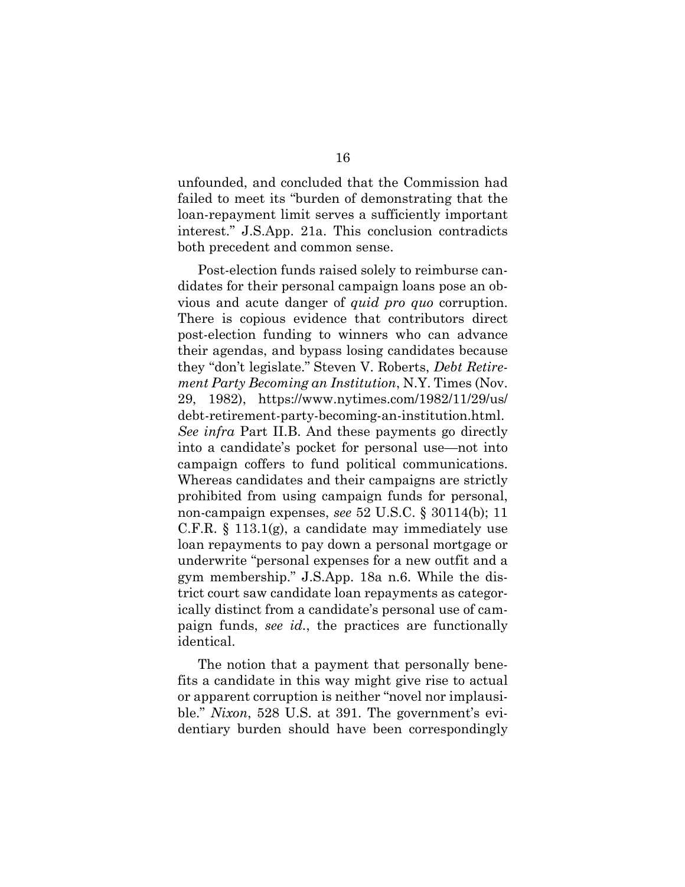unfounded, and concluded that the Commission had failed to meet its "burden of demonstrating that the loan-repayment limit serves a sufficiently important interest." J.S.App. 21a. This conclusion contradicts both precedent and common sense.

Post-election funds raised solely to reimburse candidates for their personal campaign loans pose an obvious and acute danger of *quid pro quo* corruption. There is copious evidence that contributors direct post-election funding to winners who can advance their agendas, and bypass losing candidates because they "don't legislate." Steven V. Roberts, *Debt Retirement Party Becoming an Institution*, N.Y. Times (Nov. 29, 1982), https://www.nytimes.com/1982/11/29/us/debt-retirement-party-becoming-an-institution.html. *See infra* Part II.B. And these payments go directly into a candidate's pocket for personal use—not into campaign coffers to fund political communications. Whereas candidates and their campaigns are strictly prohibited from using campaign funds for personal, non-campaign expenses, *see* 52 U.S.C. § 30114(b); 11 C.F.R. § 113.1(g), a candidate may immediately use loan repayments to pay down a personal mortgage or underwrite "personal expenses for a new outfit and a gym membership." J.S.App. 18a n.6. While the district court saw candidate loan repayments as categorically distinct from a candidate's personal use of campaign funds, *see id.*, the practices are functionally identical.

The notion that a payment that personally benefits a candidate in this way might give rise to actual or apparent corruption is neither "novel nor implausible." *Nixon*, 528 U.S. at 391. The government's evidentiary burden should have been correspondingly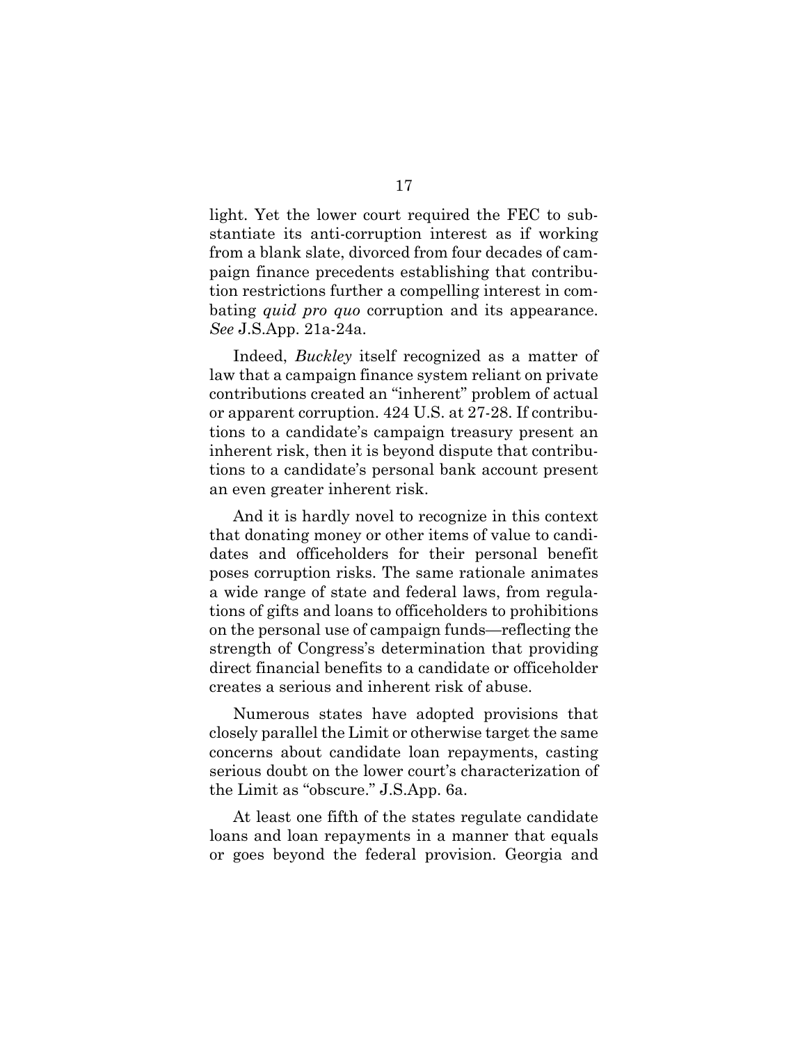light. Yet the lower court required the FEC to substantiate its anti-corruption interest as if working from a blank slate, divorced from four decades of campaign finance precedents establishing that contribution restrictions further a compelling interest in combating *quid pro quo* corruption and its appearance. *See* J.S.App. 21a-24a.

Indeed, *Buckley* itself recognized as a matter of law that a campaign finance system reliant on private contributions created an "inherent" problem of actual or apparent corruption. 424 U.S. at 27-28. If contributions to a candidate's campaign treasury present an inherent risk, then it is beyond dispute that contributions to a candidate's personal bank account present an even greater inherent risk.

And it is hardly novel to recognize in this context that donating money or other items of value to candidates and officeholders for their personal benefit poses corruption risks. The same rationale animates a wide range of state and federal laws, from regulations of gifts and loans to officeholders to prohibitions on the personal use of campaign funds—reflecting the strength of Congress's determination that providing direct financial benefits to a candidate or officeholder creates a serious and inherent risk of abuse.

Numerous states have adopted provisions that closely parallel the Limit or otherwise target the same concerns about candidate loan repayments, casting serious doubt on the lower court's characterization of the Limit as "obscure." J.S.App. 6a.

At least one fifth of the states regulate candidate loans and loan repayments in a manner that equals or goes beyond the federal provision. Georgia and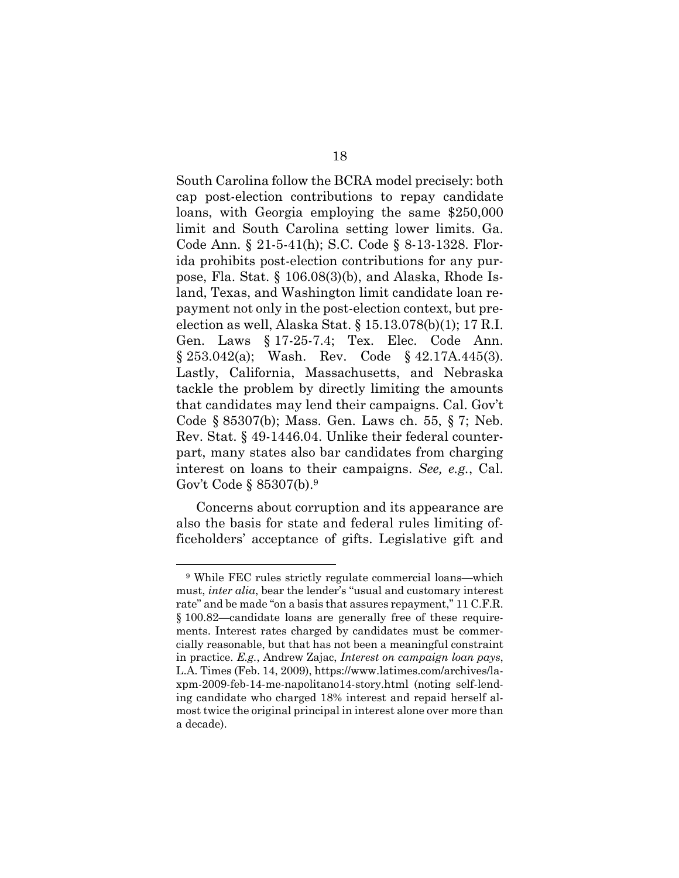South Carolina follow the BCRA model precisely: both cap post-election contributions to repay candidate loans, with Georgia employing the same $250,000 limit and South Carolina setting lower limits. Ga. Code Ann. § 21-5-41(h); S.C. Code § 8-13-1328. Florida prohibits post-election contributions for any purpose, Fla. Stat. § 106.08(3)(b), and Alaska, Rhode Island, Texas, and Washington limit candidate loan repayment not only in the post-election context, but pre-election as well, Alaska Stat. § 15.13.078(b)(1); 17 R.I. Gen. Laws § 17-25-7.4; Tex. Elec. Code Ann. § 253.042(a); Wash. Rev. Code § 42.17A.445(3). Lastly, California, Massachusetts, and Nebraska tackle the problem by directly limiting the amounts that candidates may lend their campaigns. Cal. Gov't Code § 85307(b); Mass. Gen. Laws ch. 55, § 7; Neb. Rev. Stat. § 49-1446.04. Unlike their federal counterpart, many states also bar candidates from charging interest on loans to their campaigns. *See, e.g.*, Cal. Gov't Code § 85307(b).[9]

Concerns about corruption and its appearance are also the basis for state and federal rules limiting officeholders' acceptance of gifts. Legislative gift and

[9] While FEC rules strictly regulate commercial loans—which must, *inter alia*, bear the lender's "usual and customary interest rate" and be made "on a basis that assures repayment," 11 C.F.R. § 100.82—candidate loans are generally free of these requirements. Interest rates charged by candidates must be commercially reasonable, but that has not been a meaningful constraint in practice. *E.g.*, Andrew Zajac, *Interest on campaign loan pays*, L.A. Times (Feb. 14, 2009), https://www.latimes.com/archives/la-xpm-2009-feb-14-me-napolitano14-story.html (noting self-lending candidate who charged 18% interest and repaid herself almost twice the original principal in interest alone over more than a decade).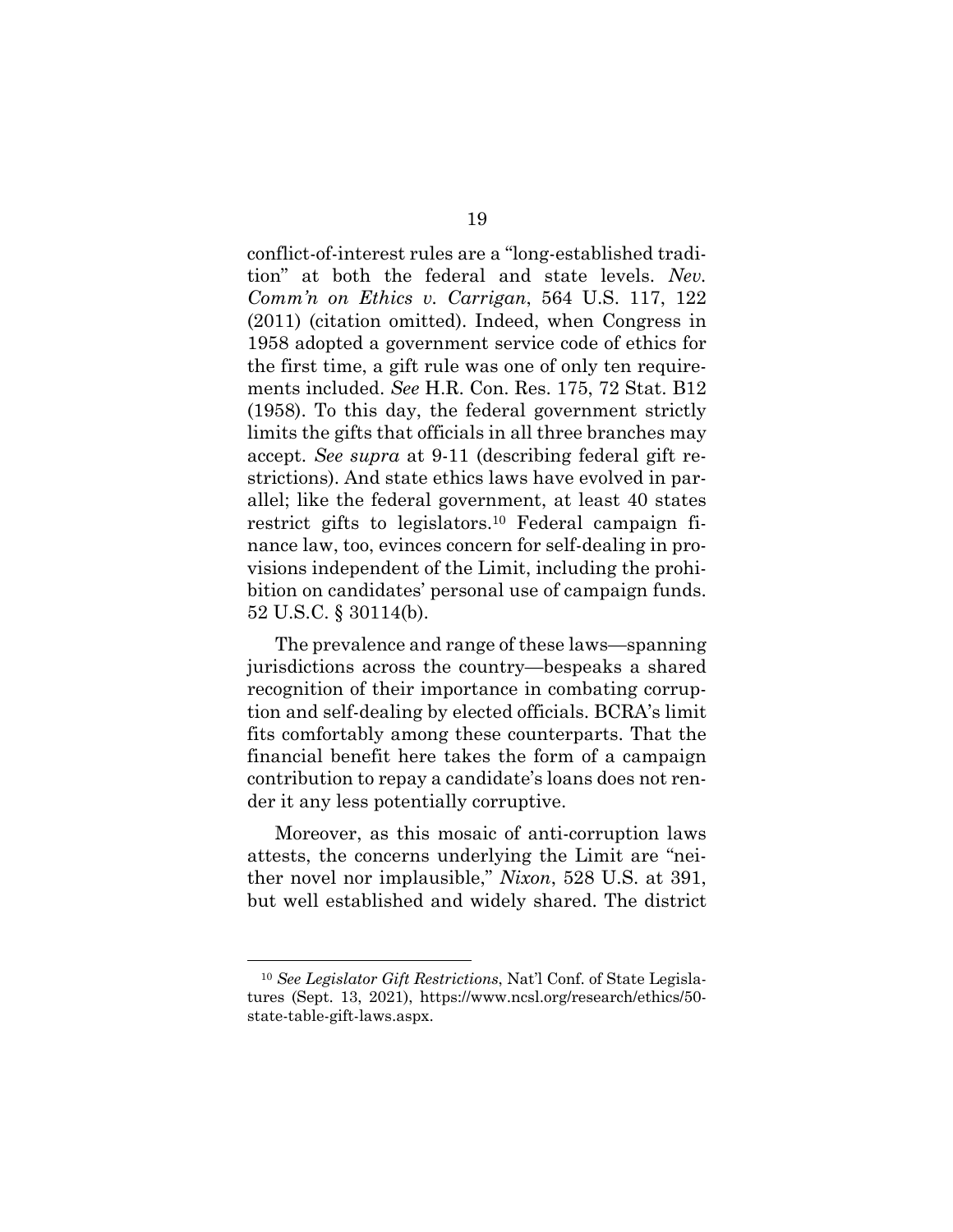conflict-of-interest rules are a "long-established tradition" at both the federal and state levels. *Nev. Comm'n on Ethics v. Carrigan*, 564 U.S. 117, 122 (2011) (citation omitted). Indeed, when Congress in 1958 adopted a government service code of ethics for the first time, a gift rule was one of only ten requirements included. *See* H.R. Con. Res. 175, 72 Stat. B12 (1958). To this day, the federal government strictly limits the gifts that officials in all three branches may accept. *See supra* at 9-11 (describing federal gift restrictions). And state ethics laws have evolved in parallel; like the federal government, at least 40 states restrict gifts to legislators.[10] Federal campaign finance law, too, evinces concern for self-dealing in provisions independent of the Limit, including the prohibition on candidates' personal use of campaign funds. 52 U.S.C. § 30114(b).

The prevalence and range of these laws—spanning jurisdictions across the country—bespeaks a shared recognition of their importance in combating corruption and self-dealing by elected officials. BCRA's limit fits comfortably among these counterparts. That the financial benefit here takes the form of a campaign contribution to repay a candidate's loans does not render it any less potentially corruptive.

Moreover, as this mosaic of anti-corruption laws attests, the concerns underlying the Limit are "neither novel nor implausible," *Nixon*, 528 U.S. at 391, but well established and widely shared. The district

[10] *See Legislator Gift Restrictions*, Nat'l Conf. of State Legislatures (Sept. 13, 2021), https://www.ncsl.org/research/ethics/50-state-table-gift-laws.aspx.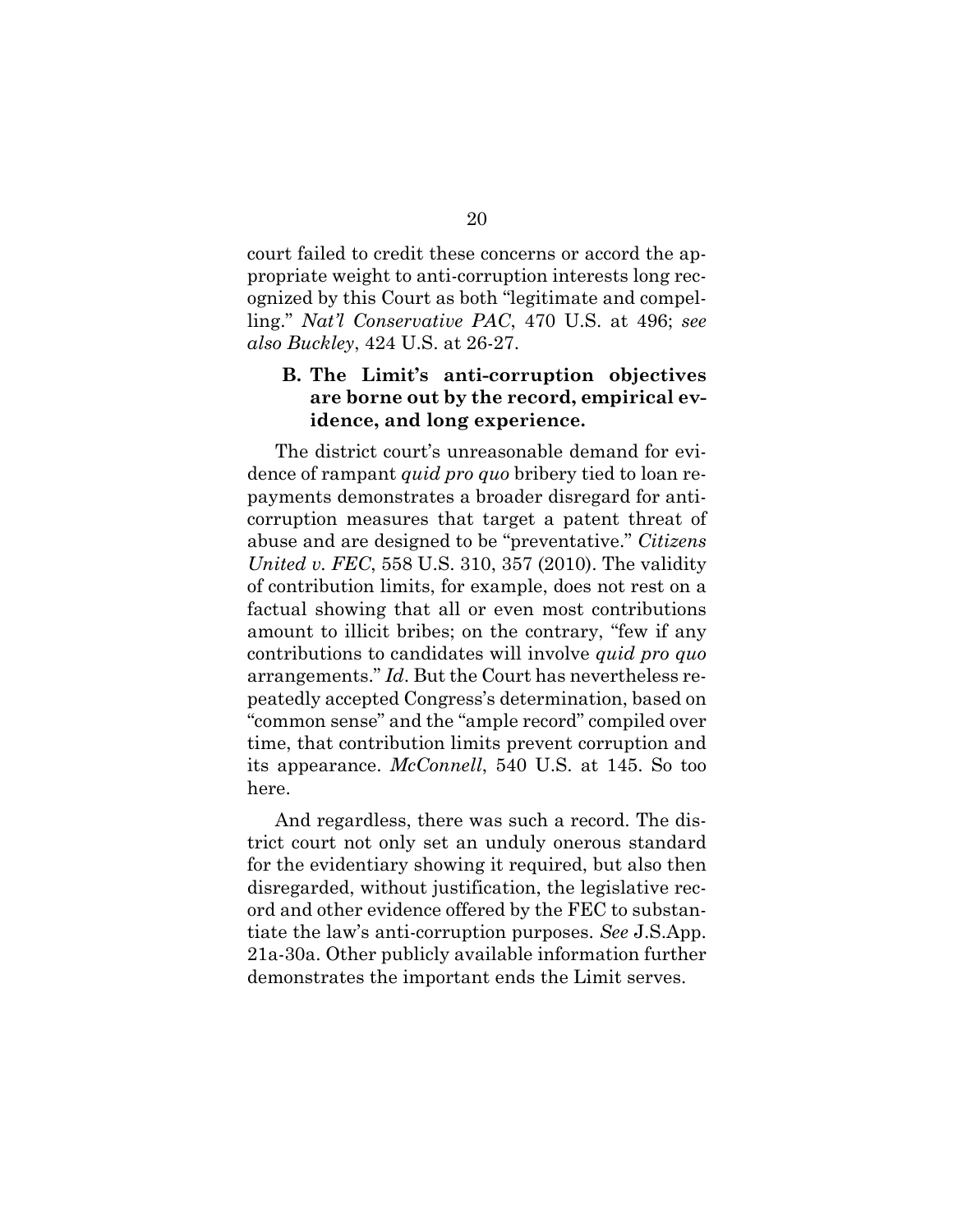court failed to credit these concerns or accord the appropriate weight to anti-corruption interests long recognized by this Court as both "legitimate and compelling." *Nat'l Conservative PAC*, 470 U.S. at 496; *see also Buckley*, 424 U.S. at 26-27.

### B. The Limit's anti-corruption objectives are borne out by the record, empirical evidence, and long experience.

The district court's unreasonable demand for evidence of rampant *quid pro quo* bribery tied to loan repayments demonstrates a broader disregard for anti-corruption measures that target a patent threat of abuse and are designed to be "preventative." *Citizens United v. FEC*, 558 U.S. 310, 357 (2010). The validity of contribution limits, for example, does not rest on a factual showing that all or even most contributions amount to illicit bribes; on the contrary, "few if any contributions to candidates will involve *quid pro quo* arrangements." *Id*. But the Court has nevertheless repeatedly accepted Congress's determination, based on "common sense" and the "ample record" compiled over time, that contribution limits prevent corruption and its appearance. *McConnell*, 540 U.S. at 145. So too here.

And regardless, there was such a record. The district court not only set an unduly onerous standard for the evidentiary showing it required, but also then disregarded, without justification, the legislative record and other evidence offered by the FEC to substantiate the law's anti-corruption purposes. *See* J.S.App. 21a-30a. Other publicly available information further demonstrates the important ends the Limit serves.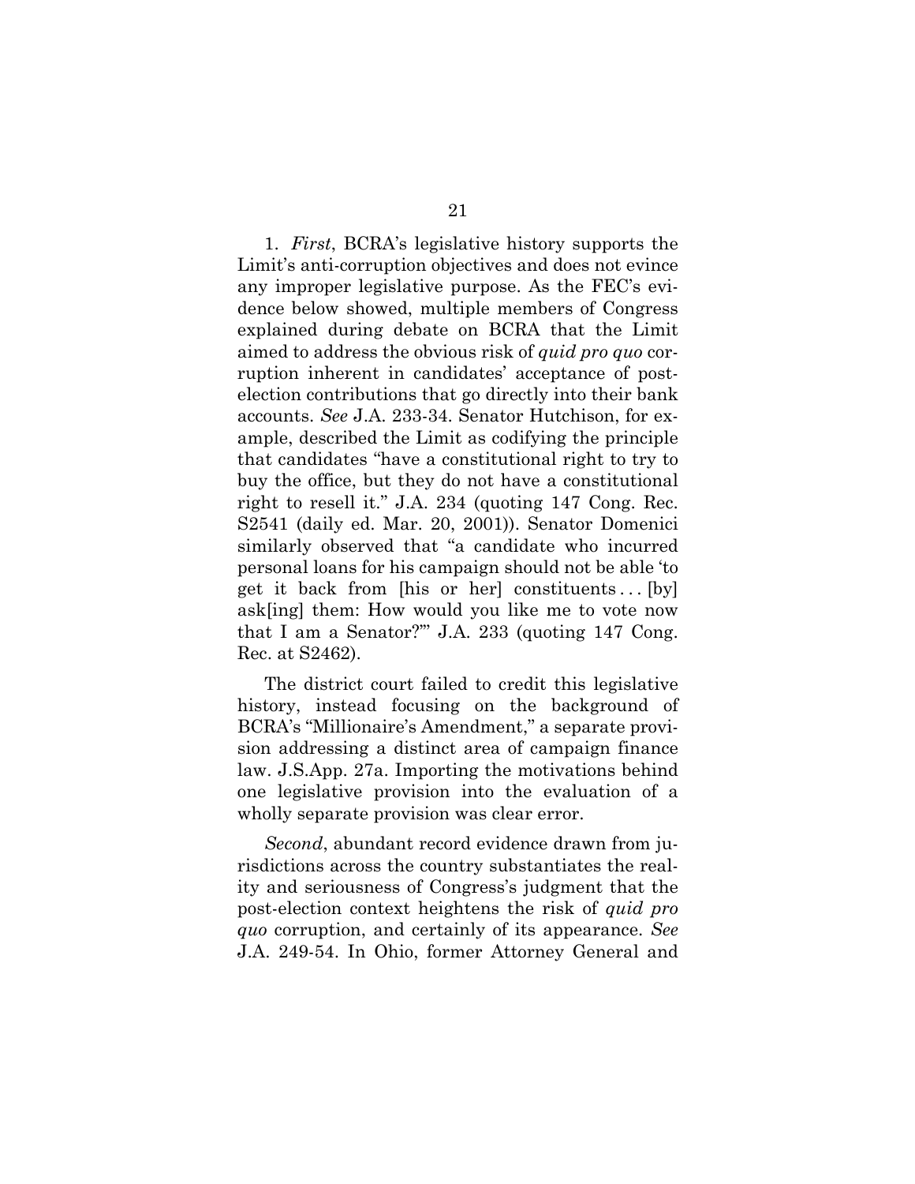1. *First*, BCRA's legislative history supports the Limit's anti-corruption objectives and does not evince any improper legislative purpose. As the FEC's evidence below showed, multiple members of Congress explained during debate on BCRA that the Limit aimed to address the obvious risk of *quid pro quo* corruption inherent in candidates' acceptance of post-election contributions that go directly into their bank accounts. *See* J.A. 233-34. Senator Hutchison, for example, described the Limit as codifying the principle that candidates "have a constitutional right to try to buy the office, but they do not have a constitutional right to resell it." J.A. 234 (quoting 147 Cong. Rec. S2541 (daily ed. Mar. 20, 2001)). Senator Domenici similarly observed that "a candidate who incurred personal loans for his campaign should not be able 'to get it back from [his or her] constituents . . . [by] ask[ing] them: How would you like me to vote now that I am a Senator?'" J.A. 233 (quoting 147 Cong. Rec. at S2462).

The district court failed to credit this legislative history, instead focusing on the background of BCRA's "Millionaire's Amendment," a separate provision addressing a distinct area of campaign finance law. J.S.App. 27a. Importing the motivations behind one legislative provision into the evaluation of a wholly separate provision was clear error.

*Second*, abundant record evidence drawn from jurisdictions across the country substantiates the reality and seriousness of Congress's judgment that the post-election context heightens the risk of *quid pro quo* corruption, and certainly of its appearance. *See* J.A. 249-54. In Ohio, former Attorney General and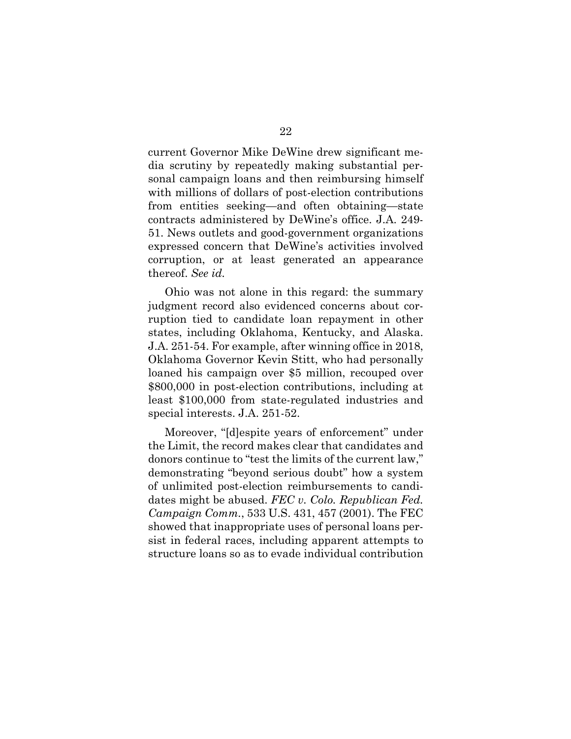current Governor Mike DeWine drew significant media scrutiny by repeatedly making substantial personal campaign loans and then reimbursing himself with millions of dollars of post-election contributions from entities seeking—and often obtaining—state contracts administered by DeWine's office. J.A. 249-51. News outlets and good-government organizations expressed concern that DeWine's activities involved corruption, or at least generated an appearance thereof. *See id.*

Ohio was not alone in this regard: the summary judgment record also evidenced concerns about corruption tied to candidate loan repayment in other states, including Oklahoma, Kentucky, and Alaska. J.A. 251-54. For example, after winning office in 2018, Oklahoma Governor Kevin Stitt, who had personally loaned his campaign over $5 million, recouped over $800,000 in post-election contributions, including at least $100,000 from state-regulated industries and special interests. J.A. 251-52.

Moreover, "[d]espite years of enforcement" under the Limit, the record makes clear that candidates and donors continue to "test the limits of the current law," demonstrating "beyond serious doubt" how a system of unlimited post-election reimbursements to candidates might be abused. *FEC v. Colo. Republican Fed. Campaign Comm.*, 533 U.S. 431, 457 (2001). The FEC showed that inappropriate uses of personal loans persist in federal races, including apparent attempts to structure loans so as to evade individual contribution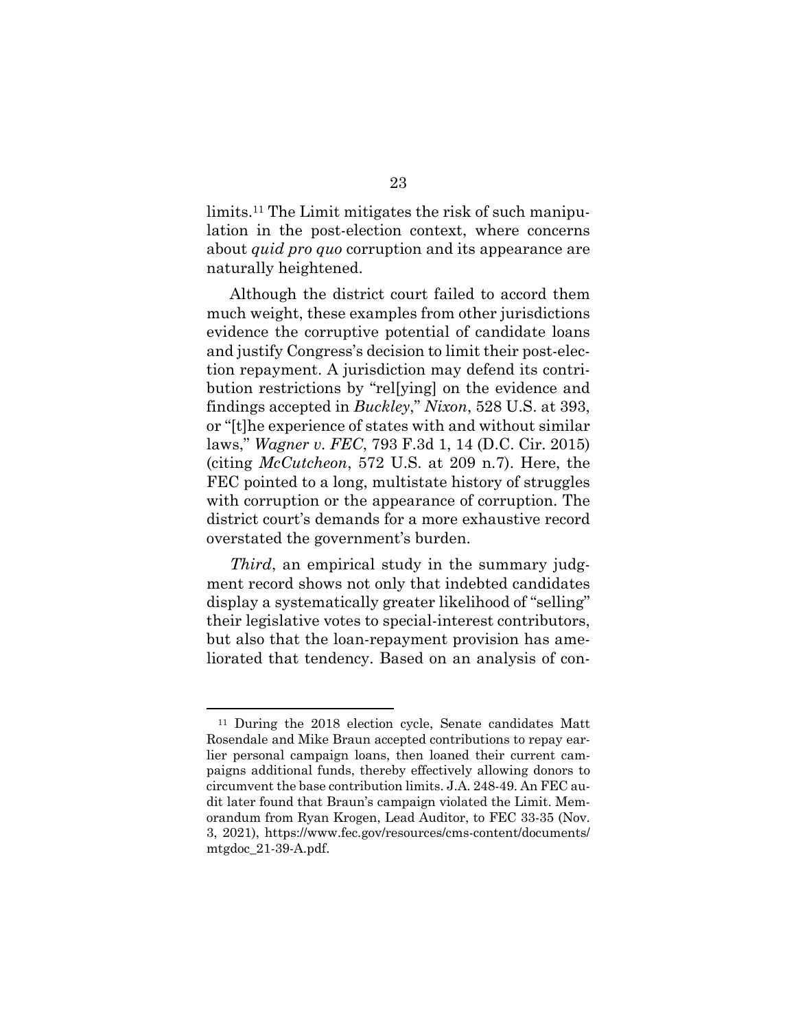limits.[11] The Limit mitigates the risk of such manipulation in the post-election context, where concerns about *quid pro quo* corruption and its appearance are naturally heightened.

Although the district court failed to accord them much weight, these examples from other jurisdictions evidence the corruptive potential of candidate loans and justify Congress's decision to limit their post-election repayment. A jurisdiction may defend its contribution restrictions by "rel[ying] on the evidence and findings accepted in *Buckley*," *Nixon*, 528 U.S. at 393, or "[t]he experience of states with and without similar laws," *Wagner v. FEC*, 793 F.3d 1, 14 (D.C. Cir. 2015) (citing *McCutcheon*, 572 U.S. at 209 n.7). Here, the FEC pointed to a long, multistate history of struggles with corruption or the appearance of corruption. The district court's demands for a more exhaustive record overstated the government's burden.

*Third*, an empirical study in the summary judgment record shows not only that indebted candidates display a systematically greater likelihood of "selling" their legislative votes to special-interest contributors, but also that the loan-repayment provision has ameliorated that tendency. Based on an analysis of con-

---

[11] During the 2018 election cycle, Senate candidates Matt Rosendale and Mike Braun accepted contributions to repay earlier personal campaign loans, then loaned their current campaigns additional funds, thereby effectively allowing donors to circumvent the base contribution limits. J.A. 248-49. An FEC audit later found that Braun's campaign violated the Limit. Memorandum from Ryan Krogen, Lead Auditor, to FEC 33-35 (Nov. 3, 2021), https://www.fec.gov/resources/cms-content/documents/mtgdoc_21-39-A.pdf.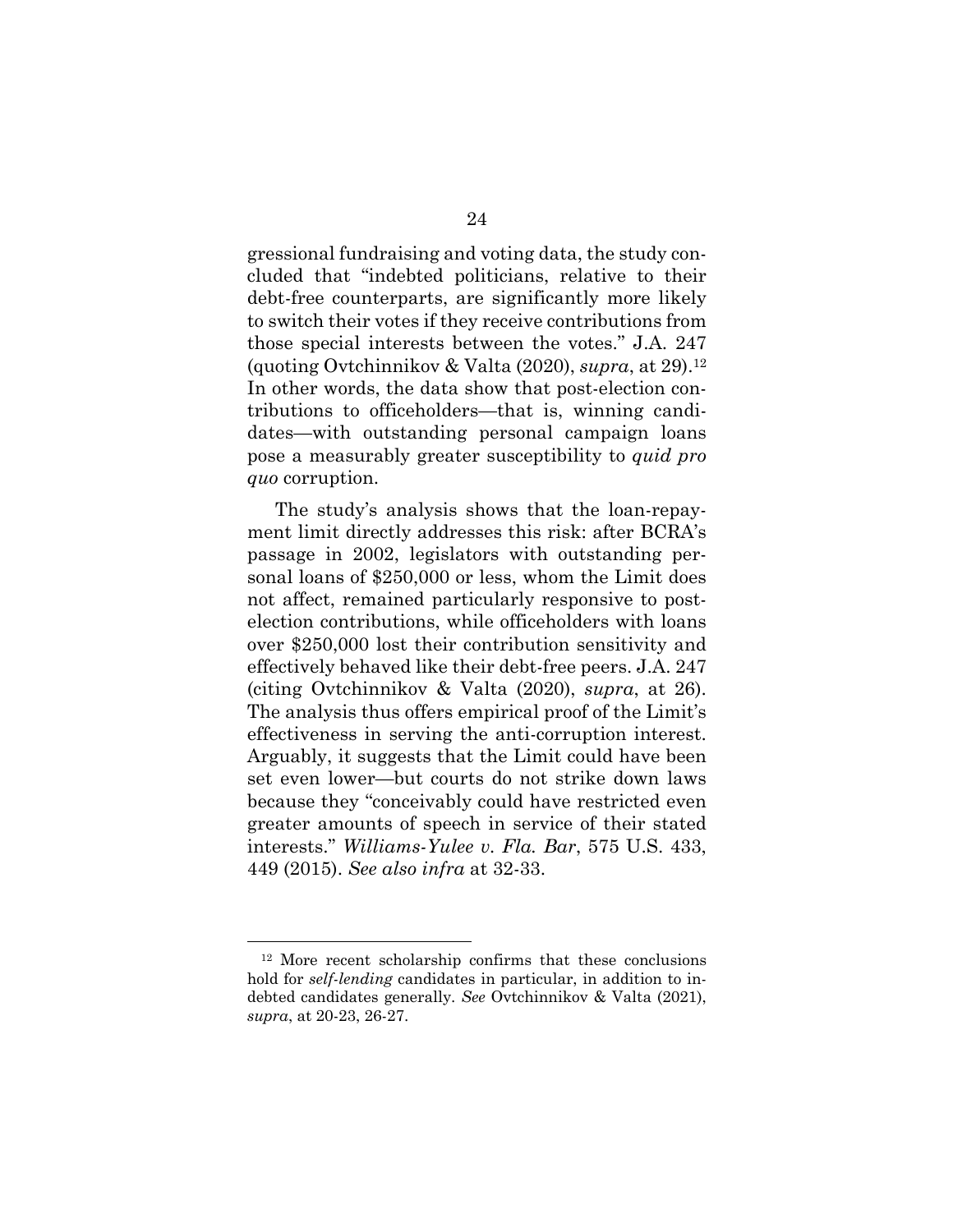gressional fundraising and voting data, the study concluded that "indebted politicians, relative to their debt-free counterparts, are significantly more likely to switch their votes if they receive contributions from those special interests between the votes." J.A. 247 (quoting Ovtchinnikov & Valta (2020), *supra*, at 29).[12] In other words, the data show that post-election contributions to officeholders—that is, winning candidates—with outstanding personal campaign loans pose a measurably greater susceptibility to *quid pro quo* corruption.

The study's analysis shows that the loan-repayment limit directly addresses this risk: after BCRA's passage in 2002, legislators with outstanding personal loans of $250,000 or less, whom the Limit does not affect, remained particularly responsive to post-election contributions, while officeholders with loans over $250,000 lost their contribution sensitivity and effectively behaved like their debt-free peers. J.A. 247 (citing Ovtchinnikov & Valta (2020), *supra*, at 26). The analysis thus offers empirical proof of the Limit's effectiveness in serving the anti-corruption interest. Arguably, it suggests that the Limit could have been set even lower—but courts do not strike down laws because they "conceivably could have restricted even greater amounts of speech in service of their stated interests." *Williams-Yulee v. Fla. Bar*, 575 U.S. 433, 449 (2015). *See also infra* at 32-33.

---

[12] More recent scholarship confirms that these conclusions hold for *self-lending* candidates in particular, in addition to indebted candidates generally. *See* Ovtchinnikov & Valta (2021), *supra*, at 20-23, 26-27.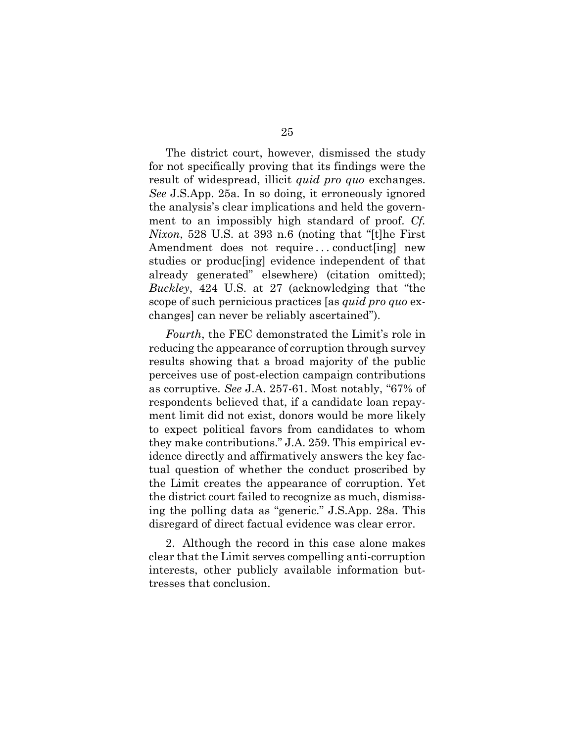The district court, however, dismissed the study for not specifically proving that its findings were the result of widespread, illicit *quid pro quo* exchanges. *See* J.S.App. 25a. In so doing, it erroneously ignored the analysis's clear implications and held the government to an impossibly high standard of proof. *Cf. Nixon*, 528 U.S. at 393 n.6 (noting that "[t]he First Amendment does not require . . . conduct[ing] new studies or produc[ing] evidence independent of that already generated" elsewhere) (citation omitted); *Buckley*, 424 U.S. at 27 (acknowledging that "the scope of such pernicious practices [as *quid pro quo* exchanges] can never be reliably ascertained").

*Fourth*, the FEC demonstrated the Limit's role in reducing the appearance of corruption through survey results showing that a broad majority of the public perceives use of post-election campaign contributions as corruptive. *See* J.A. 257-61. Most notably, "67% of respondents believed that, if a candidate loan repayment limit did not exist, donors would be more likely to expect political favors from candidates to whom they make contributions." J.A. 259. This empirical evidence directly and affirmatively answers the key factual question of whether the conduct proscribed by the Limit creates the appearance of corruption. Yet the district court failed to recognize as much, dismissing the polling data as "generic." J.S.App. 28a. This disregard of direct factual evidence was clear error.

2. Although the record in this case alone makes clear that the Limit serves compelling anti-corruption interests, other publicly available information buttresses that conclusion.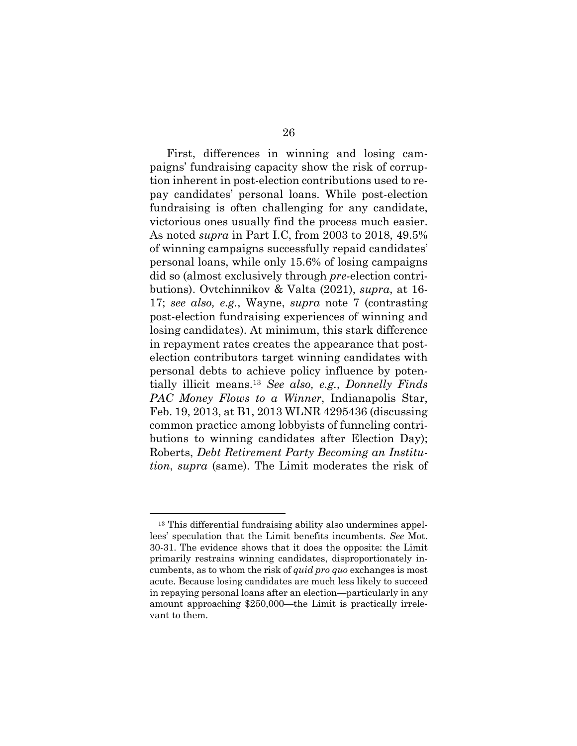First, differences in winning and losing campaigns' fundraising capacity show the risk of corruption inherent in post-election contributions used to repay candidates' personal loans. While post-election fundraising is often challenging for any candidate, victorious ones usually find the process much easier. As noted *supra* in Part I.C, from 2003 to 2018, 49.5% of winning campaigns successfully repaid candidates' personal loans, while only 15.6% of losing campaigns did so (almost exclusively through *pre*-election contributions). Ovtchinnikov & Valta (2021), *supra*, at 16-17; *see also, e.g.*, Wayne, *supra* note 7 (contrasting post-election fundraising experiences of winning and losing candidates). At minimum, this stark difference in repayment rates creates the appearance that post-election contributors target winning candidates with personal debts to achieve policy influence by potentially illicit means.[13] *See also, e.g.*, *Donnelly Finds PAC Money Flows to a Winner*, Indianapolis Star, Feb. 19, 2013, at B1, 2013 WLNR 4295436 (discussing common practice among lobbyists of funneling contributions to winning candidates after Election Day); Roberts, *Debt Retirement Party Becoming an Institution*, *supra* (same). The Limit moderates the risk of

---

[13] This differential fundraising ability also undermines appellees' speculation that the Limit benefits incumbents. *See* Mot. 30-31. The evidence shows that it does the opposite: the Limit primarily restrains winning candidates, disproportionately incumbents, as to whom the risk of *quid pro quo* exchanges is most acute. Because losing candidates are much less likely to succeed in repaying personal loans after an election—particularly in any amount approaching $250,000—the Limit is practically irrelevant to them.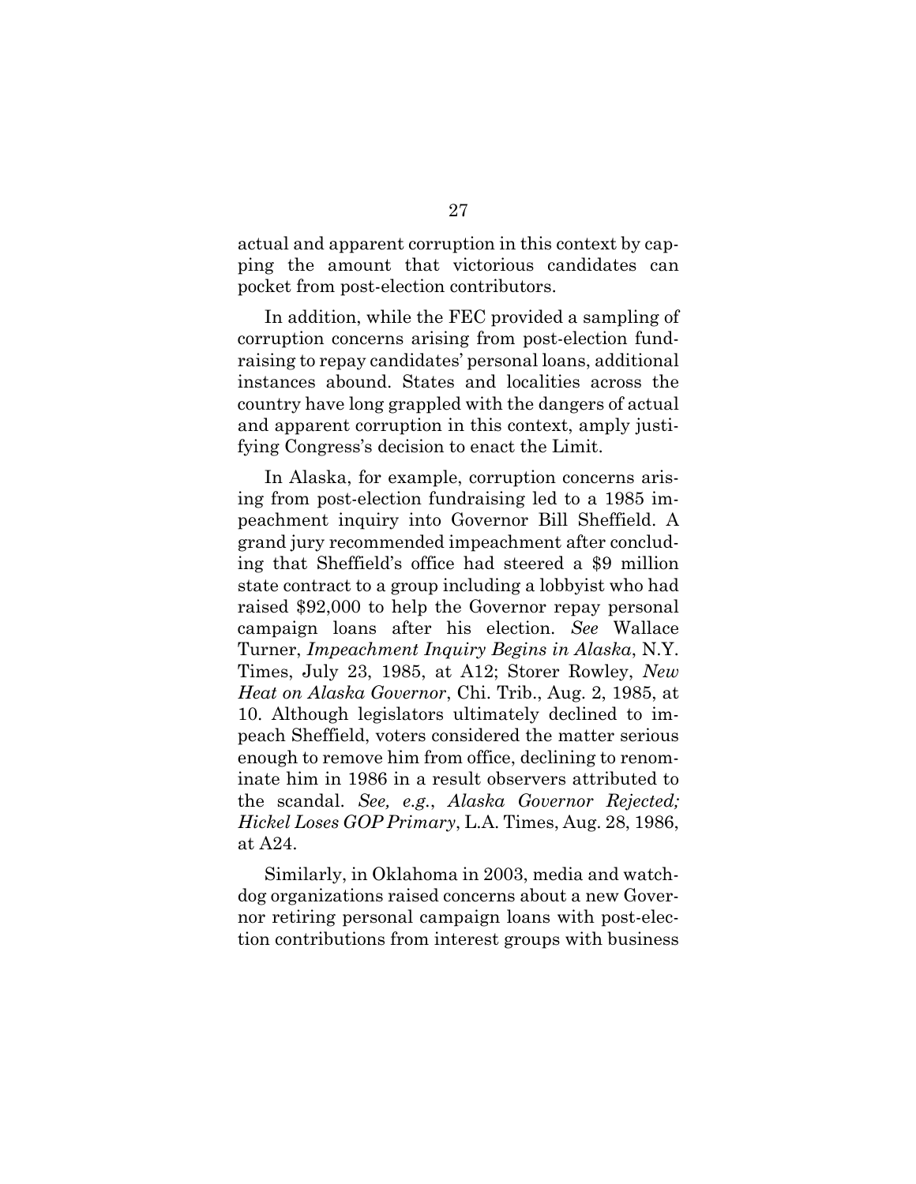actual and apparent corruption in this context by capping the amount that victorious candidates can pocket from post-election contributors.

In addition, while the FEC provided a sampling of corruption concerns arising from post-election fundraising to repay candidates' personal loans, additional instances abound. States and localities across the country have long grappled with the dangers of actual and apparent corruption in this context, amply justifying Congress's decision to enact the Limit.

In Alaska, for example, corruption concerns arising from post-election fundraising led to a 1985 impeachment inquiry into Governor Bill Sheffield. A grand jury recommended impeachment after concluding that Sheffield's office had steered a $9 million state contract to a group including a lobbyist who had raised $92,000 to help the Governor repay personal campaign loans after his election. *See* Wallace Turner, *Impeachment Inquiry Begins in Alaska*, N.Y. Times, July 23, 1985, at A12; Storer Rowley, *New Heat on Alaska Governor*, Chi. Trib., Aug. 2, 1985, at 10. Although legislators ultimately declined to impeach Sheffield, voters considered the matter serious enough to remove him from office, declining to renominate him in 1986 in a result observers attributed to the scandal. *See, e.g.*, *Alaska Governor Rejected; Hickel Loses GOP Primary*, L.A. Times, Aug. 28, 1986, at A24.

Similarly, in Oklahoma in 2003, media and watchdog organizations raised concerns about a new Governor retiring personal campaign loans with post-election contributions from interest groups with business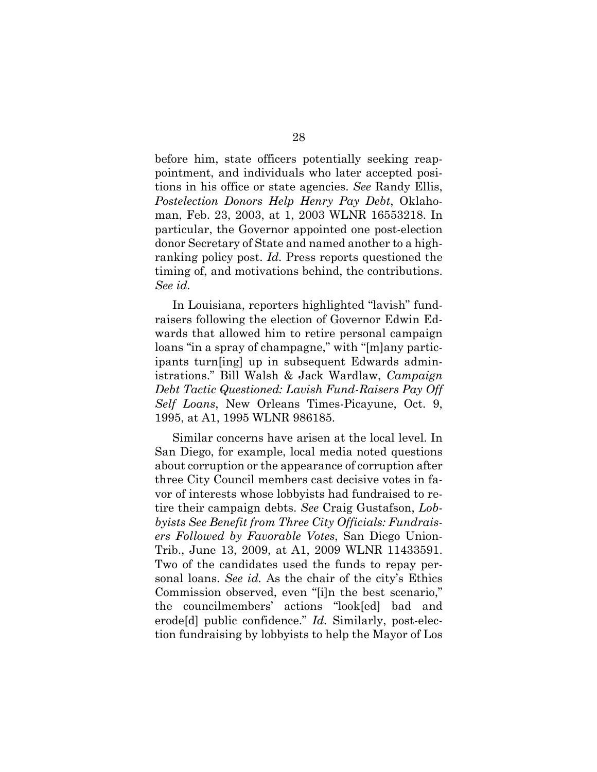before him, state officers potentially seeking reappointment, and individuals who later accepted positions in his office or state agencies. *See* Randy Ellis, *Postelection Donors Help Henry Pay Debt*, Oklahoman, Feb. 23, 2003, at 1, 2003 WLNR 16553218. In particular, the Governor appointed one post-election donor Secretary of State and named another to a high-ranking policy post. *Id.* Press reports questioned the timing of, and motivations behind, the contributions. *See id.*

In Louisiana, reporters highlighted "lavish" fundraisers following the election of Governor Edwin Edwards that allowed him to retire personal campaign loans "in a spray of champagne," with "[m]any participants turn[ing] up in subsequent Edwards administrations." Bill Walsh & Jack Wardlaw, *Campaign Debt Tactic Questioned: Lavish Fund-Raisers Pay Off Self Loans*, New Orleans Times-Picayune, Oct. 9, 1995, at A1, 1995 WLNR 986185.

Similar concerns have arisen at the local level. In San Diego, for example, local media noted questions about corruption or the appearance of corruption after three City Council members cast decisive votes in favor of interests whose lobbyists had fundraised to retire their campaign debts. *See* Craig Gustafson, *Lobbyists See Benefit from Three City Officials: Fundraisers Followed by Favorable Votes*, San Diego Union-Trib., June 13, 2009, at A1, 2009 WLNR 11433591. Two of the candidates used the funds to repay personal loans. *See id.* As the chair of the city's Ethics Commission observed, even "[i]n the best scenario," the councilmembers' actions "look[ed] bad and erode[d] public confidence." *Id.* Similarly, post-election fundraising by lobbyists to help the Mayor of Los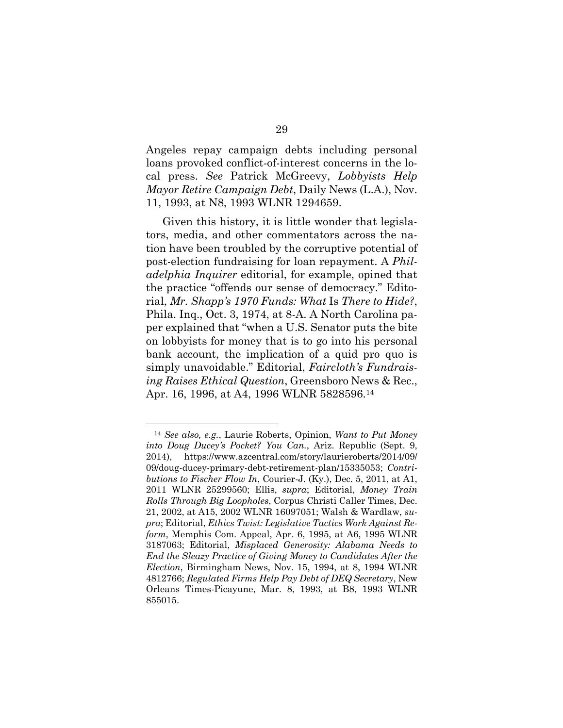Angeles repay campaign debts including personal loans provoked conflict-of-interest concerns in the local press. *See* Patrick McGreevy, *Lobbyists Help Mayor Retire Campaign Debt*, Daily News (L.A.), Nov. 11, 1993, at N8, 1993 WLNR 1294659.

Given this history, it is little wonder that legislators, media, and other commentators across the nation have been troubled by the corruptive potential of post-election fundraising for loan repayment. A *Philadelphia Inquirer* editorial, for example, opined that the practice "offends our sense of democracy." Editorial, *Mr. Shapp's 1970 Funds: What* Is *There to Hide?*, Phila. Inq., Oct. 3, 1974, at 8-A. A North Carolina paper explained that "when a U.S. Senator puts the bite on lobbyists for money that is to go into his personal bank account, the implication of a quid pro quo is simply unavoidable." Editorial, *Faircloth's Fundraising Raises Ethical Question*, Greensboro News & Rec., Apr. 16, 1996, at A4, 1996 WLNR 5828596.[14]

---

[14] *See also, e.g.*, Laurie Roberts, Opinion, *Want to Put Money into Doug Ducey's Pocket? You Can.*, Ariz. Republic (Sept. 9, 2014), https://www.azcentral.com/story/laurieroberts/2014/09/09/doug-ducey-primary-debt-retirement-plan/15335053; *Contributions to Fischer Flow In*, Courier-J. (Ky.), Dec. 5, 2011, at A1, 2011 WLNR 25299560; Ellis, *supra*; Editorial, *Money Train Rolls Through Big Loopholes*, Corpus Christi Caller Times, Dec. 21, 2002, at A15, 2002 WLNR 16097051; Walsh & Wardlaw, *supra*; Editorial, *Ethics Twist: Legislative Tactics Work Against Reform*, Memphis Com. Appeal, Apr. 6, 1995, at A6, 1995 WLNR 3187063; Editorial, *Misplaced Generosity: Alabama Needs to End the Sleazy Practice of Giving Money to Candidates After the Election*, Birmingham News, Nov. 15, 1994, at 8, 1994 WLNR 4812766; *Regulated Firms Help Pay Debt of DEQ Secretary*, New Orleans Times-Picayune, Mar. 8, 1993, at B8, 1993 WLNR 855015.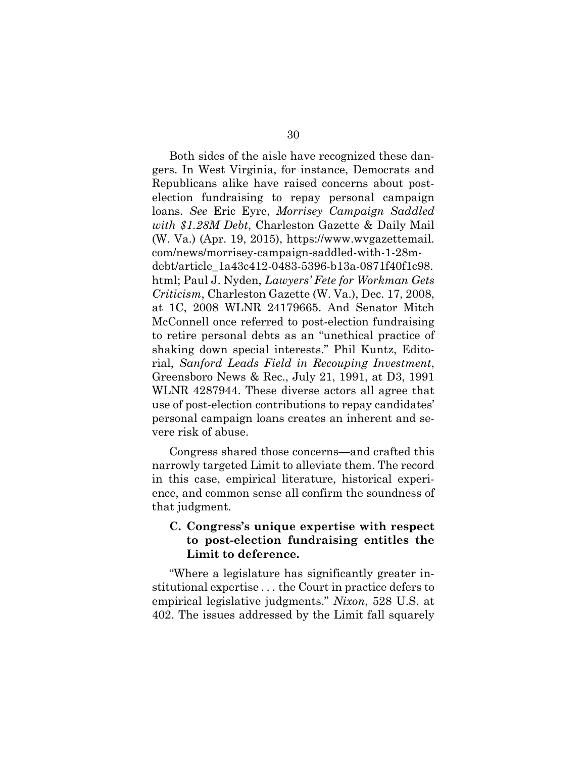Both sides of the aisle have recognized these dangers. In West Virginia, for instance, Democrats and Republicans alike have raised concerns about post-election fundraising to repay personal campaign loans. *See* Eric Eyre, *Morrisey Campaign Saddled with $1.28M Debt*, Charleston Gazette & Daily Mail (W. Va.) (Apr. 19, 2015), https://www.wvgazettemail.com/news/morrisey-campaign-saddled-with-1-28m-debt/article_1a43c412-0483-5396-b13a-0871f40f1c98.html; Paul J. Nyden, *Lawyers' Fete for Workman Gets Criticism*, Charleston Gazette (W. Va.), Dec. 17, 2008, at 1C, 2008 WLNR 24179665. And Senator Mitch McConnell once referred to post-election fundraising to retire personal debts as an "unethical practice of shaking down special interests." Phil Kuntz, Editorial, *Sanford Leads Field in Recouping Investment*, Greensboro News & Rec., July 21, 1991, at D3, 1991 WLNR 4287944. These diverse actors all agree that use of post-election contributions to repay candidates' personal campaign loans creates an inherent and severe risk of abuse.

Congress shared those concerns—and crafted this narrowly targeted Limit to alleviate them. The record in this case, empirical literature, historical experience, and common sense all confirm the soundness of that judgment.

### C. Congress's unique expertise with respect to post-election fundraising entitles the Limit to deference.

"Where a legislature has significantly greater institutional expertise . . . the Court in practice defers to empirical legislative judgments." *Nixon*, 528 U.S. at 402. The issues addressed by the Limit fall squarely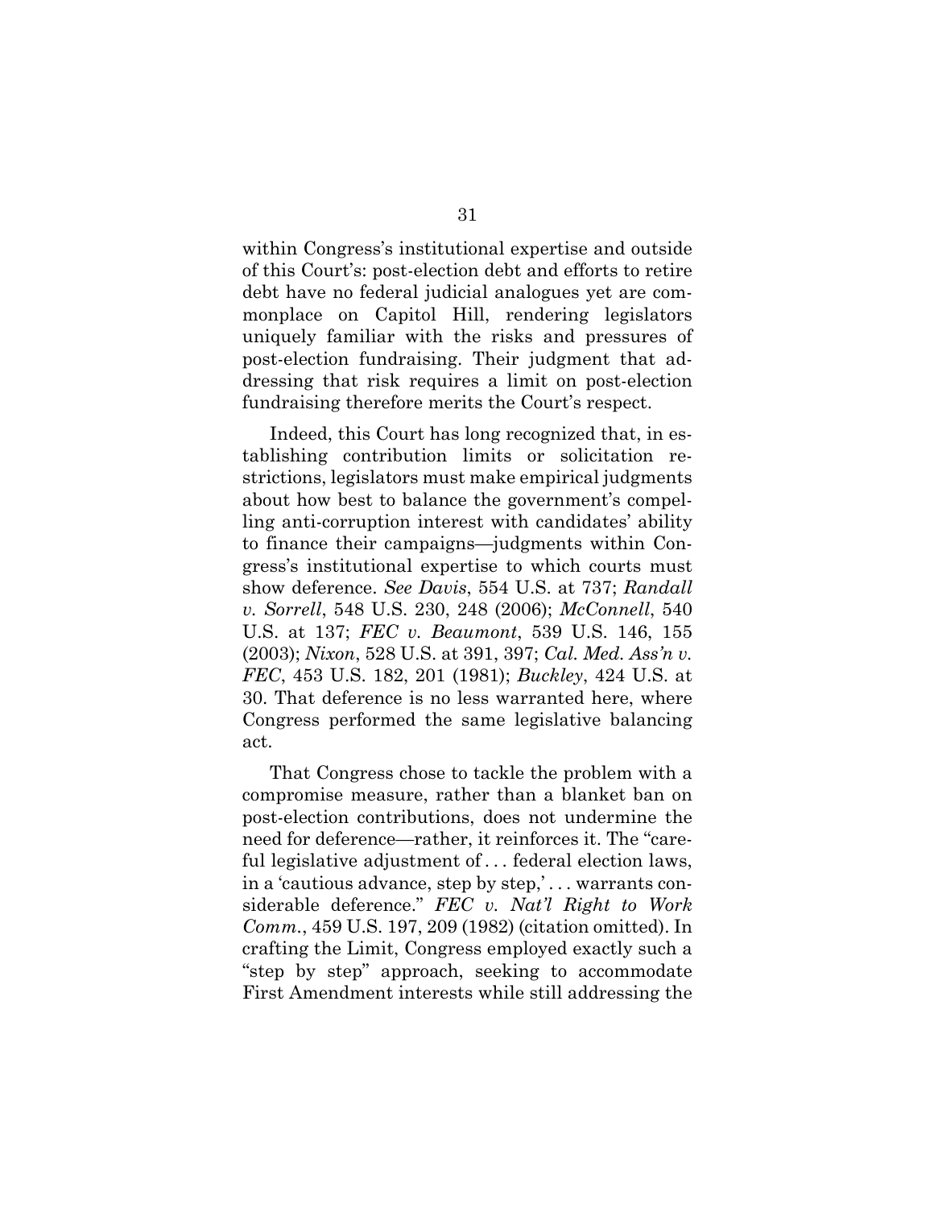within Congress's institutional expertise and outside of this Court's: post-election debt and efforts to retire debt have no federal judicial analogues yet are commonplace on Capitol Hill, rendering legislators uniquely familiar with the risks and pressures of post-election fundraising. Their judgment that addressing that risk requires a limit on post-election fundraising therefore merits the Court's respect.

Indeed, this Court has long recognized that, in establishing contribution limits or solicitation restrictions, legislators must make empirical judgments about how best to balance the government's compelling anti-corruption interest with candidates' ability to finance their campaigns—judgments within Congress's institutional expertise to which courts must show deference. *See Davis*, 554 U.S. at 737; *Randall v. Sorrell*, 548 U.S. 230, 248 (2006); *McConnell*, 540 U.S. at 137; *FEC v. Beaumont*, 539 U.S. 146, 155 (2003); *Nixon*, 528 U.S. at 391, 397; *Cal. Med. Ass'n v. FEC*, 453 U.S. 182, 201 (1981); *Buckley*, 424 U.S. at 30. That deference is no less warranted here, where Congress performed the same legislative balancing act.

That Congress chose to tackle the problem with a compromise measure, rather than a blanket ban on post-election contributions, does not undermine the need for deference—rather, it reinforces it. The "careful legislative adjustment of . . . federal election laws, in a 'cautious advance, step by step,' . . . warrants considerable deference." *FEC v. Nat'l Right to Work Comm.*, 459 U.S. 197, 209 (1982) (citation omitted). In crafting the Limit, Congress employed exactly such a "step by step" approach, seeking to accommodate First Amendment interests while still addressing the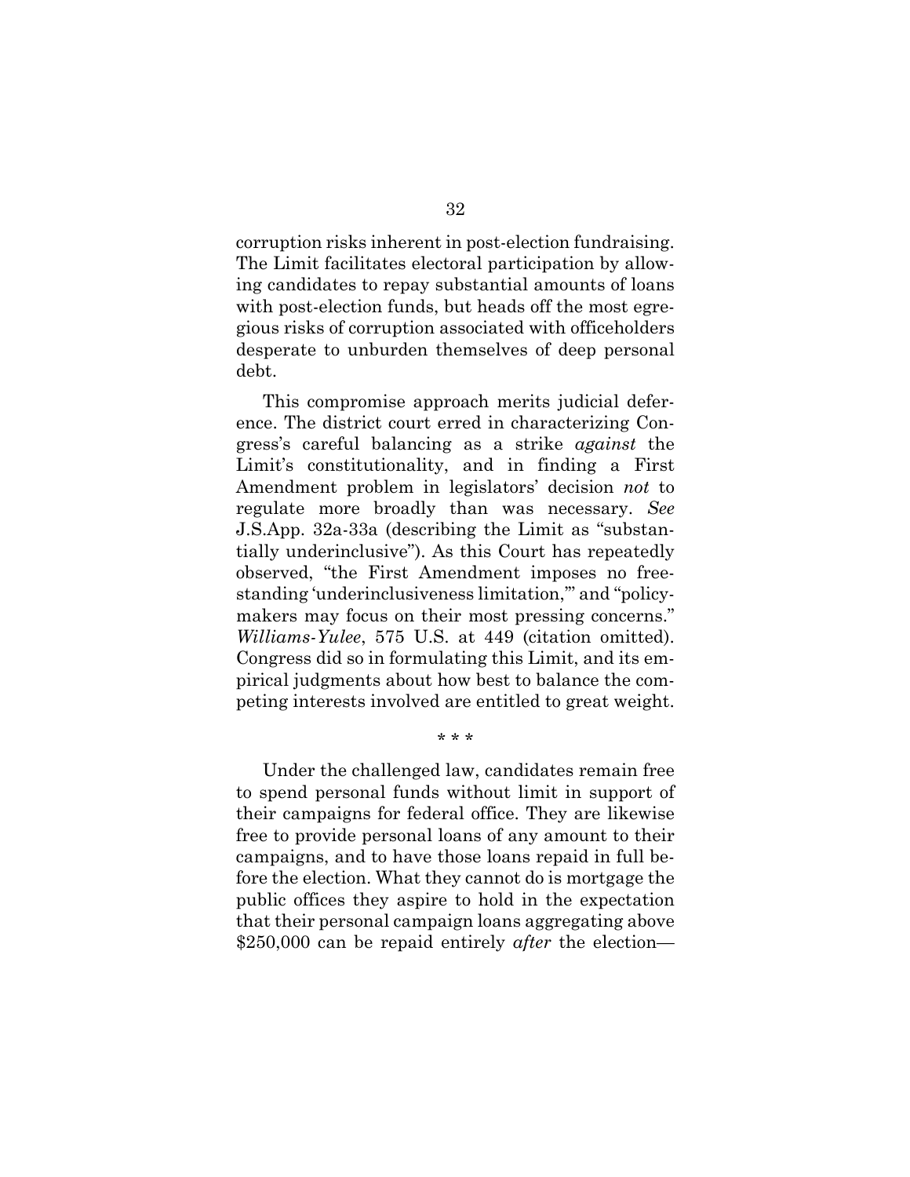corruption risks inherent in post-election fundraising. The Limit facilitates electoral participation by allowing candidates to repay substantial amounts of loans with post-election funds, but heads off the most egregious risks of corruption associated with officeholders desperate to unburden themselves of deep personal debt.

This compromise approach merits judicial deference. The district court erred in characterizing Congress's careful balancing as a strike *against* the Limit's constitutionality, and in finding a First Amendment problem in legislators' decision *not* to regulate more broadly than was necessary. *See* J.S.App. 32a-33a (describing the Limit as "substantially underinclusive"). As this Court has repeatedly observed, "the First Amendment imposes no freestanding 'underinclusiveness limitation,'" and "policymakers may focus on their most pressing concerns." *Williams-Yulee*, 575 U.S. at 449 (citation omitted). Congress did so in formulating this Limit, and its empirical judgments about how best to balance the competing interests involved are entitled to great weight.

\* \* \*

Under the challenged law, candidates remain free to spend personal funds without limit in support of their campaigns for federal office. They are likewise free to provide personal loans of any amount to their campaigns, and to have those loans repaid in full before the election. What they cannot do is mortgage the public offices they aspire to hold in the expectation that their personal campaign loans aggregating above $250,000 can be repaid entirely *after* the election—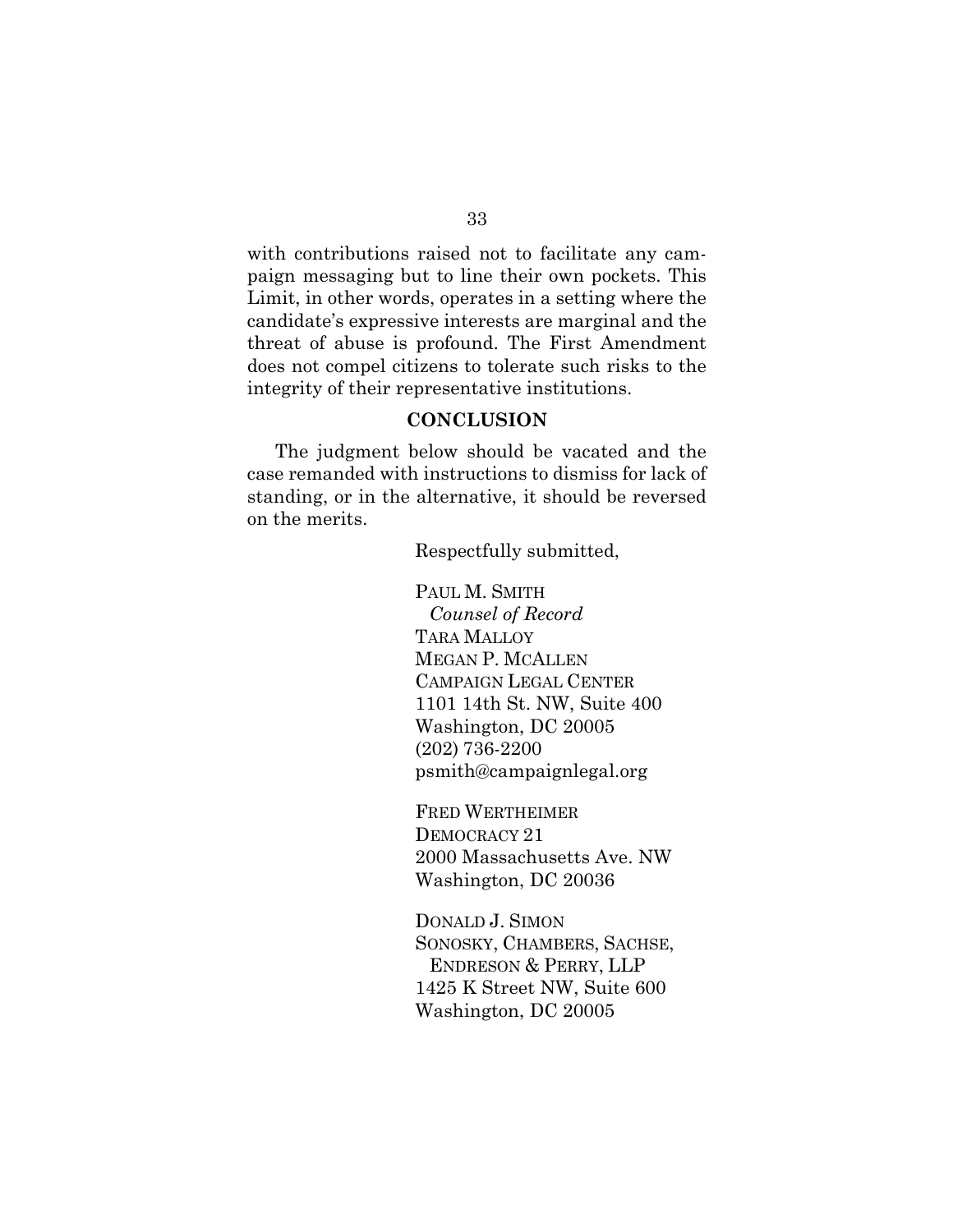with contributions raised not to facilitate any campaign messaging but to line their own pockets. This Limit, in other words, operates in a setting where the candidate's expressive interests are marginal and the threat of abuse is profound. The First Amendment does not compel citizens to tolerate such risks to the integrity of their representative institutions.

## CONCLUSION

The judgment below should be vacated and the case remanded with instructions to dismiss for lack of standing, or in the alternative, it should be reversed on the merits.

Respectfully submitted,

PAUL M. SMITH
*Counsel of Record*
TARA MALLOY
MEGAN P. MCALLEN
CAMPAIGN LEGAL CENTER
1101 14th St. NW, Suite 400
Washington, DC 20005
(202) 736-2200
psmith@campaignlegal.org

FRED WERTHEIMER
DEMOCRACY 21
2000 Massachusetts Ave. NW
Washington, DC 20036

DONALD J. SIMON
SONOSKY, CHAMBERS, SACHSE,
ENDRESON & PERRY, LLP
1425 K Street NW, Suite 600
Washington, DC 20005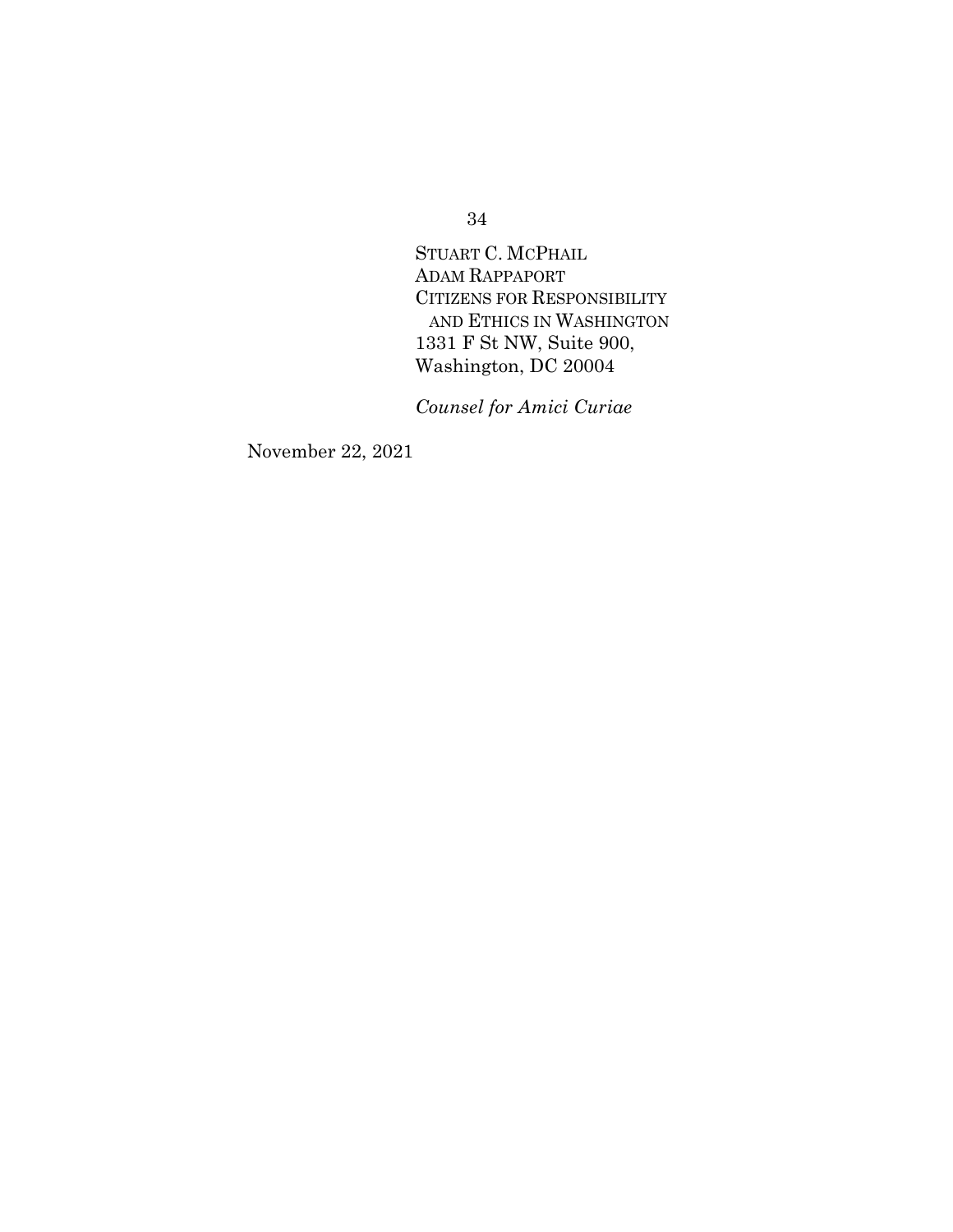STUART C. MCPHAIL
ADAM RAPPAPORT
CITIZENS FOR RESPONSIBILITY
AND ETHICS IN WASHINGTON
1331 F St NW, Suite 900,
Washington, DC 20004

*Counsel for Amici Curiae*

November 22, 2021